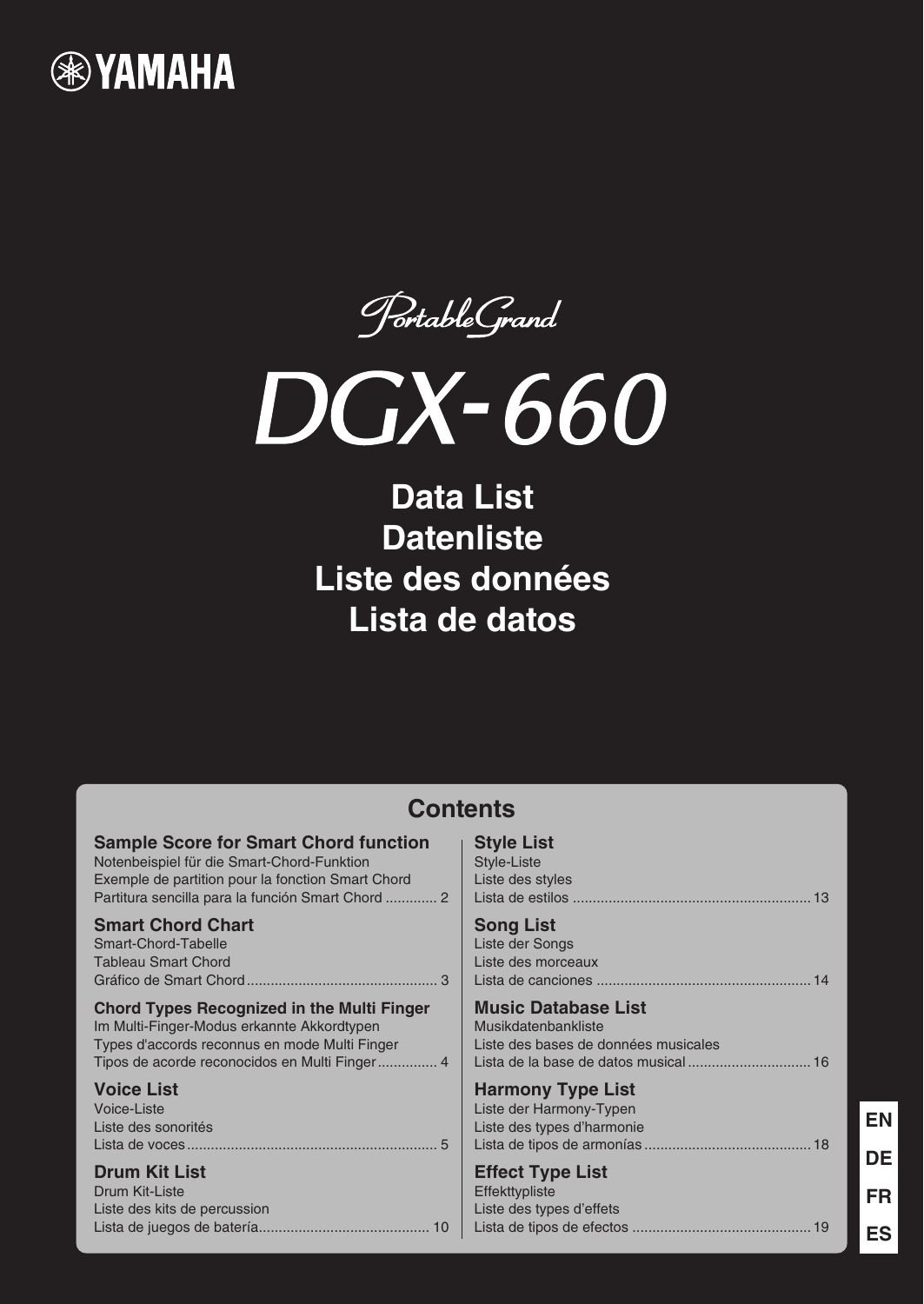YAMAHA

PortableGrand

# DGX-660

## Data List
## Datenliste
## Liste des données
## Lista de datos

## Contents

**Sample Score for Smart Chord function**
Notenbeispiel für die Smart-Chord-Funktion
Exemple de partition pour la fonction Smart Chord
Partitura sencilla para la función Smart Chord ............. 2

**Smart Chord Chart**
Smart-Chord-Tabelle
Tableau Smart Chord
Gráfico de Smart Chord................................................ 3

**Chord Types Recognized in the Multi Finger**
Im Multi-Finger-Modus erkannte Akkordtypen
Types d'accords reconnus en mode Multi Finger
Tipos de acorde reconocidos en Multi Finger............... 4

**Voice List**
Voice-Liste
Liste des sonorités
Lista de voces.............................................................. 5

**Drum Kit List**
Drum Kit-Liste
Liste des kits de percussion
Lista de juegos de batería........................................... 10

**Style List**
Style-Liste
Liste des styles
Lista de estilos ........................................................... 13

**Song List**
Liste der Songs
Liste des morceaux
Lista de canciones ..................................................... 14

**Music Database List**
Musikdatenbankliste
Liste des bases de données musicales
Lista de la base de datos musical .............................. 16

**Harmony Type List**
Liste der Harmony-Typen
Liste des types d'harmonie
Lista de tipos de armonías.......................................... 18

**Effect Type List**
Effekttypliste
Liste des types d'effets
Lista de tipos de efectos ............................................ 19

EN
DE
FR
ES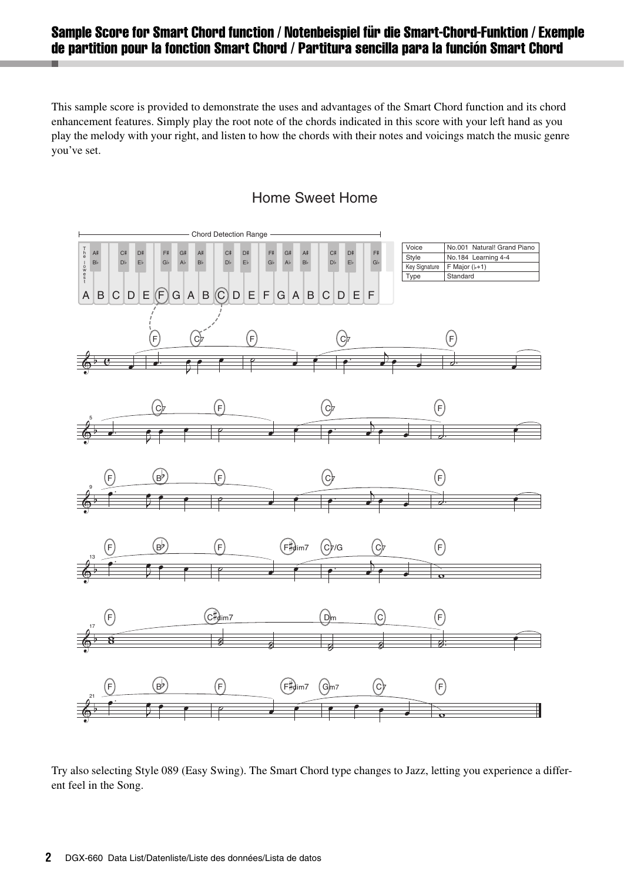## Sample Score for Smart Chord function / Notenbeispiel für die Smart-Chord-Funktion / Exemple de partition pour la fonction Smart Chord / Partitura sencilla para la función Smart Chord

This sample score is provided to demonstrate the uses and advantages of the Smart Chord function and its chord enhancement features. Simply play the root note of the chords indicated in this score with your left hand as you play the melody with your right, and listen to how the chords with their notes and voicings match the music genre you've set.

### Home Sweet Home

| Voice | No.001 Natural! Grand Piano |
| --- | --- |
| Style | No.184 Learning 4-4 |
| Key Signature | F Major (♭×1) |
| Type | Standard |

Try also selecting Style 089 (Easy Swing). The Smart Chord type changes to Jazz, letting you experience a different feel in the Song.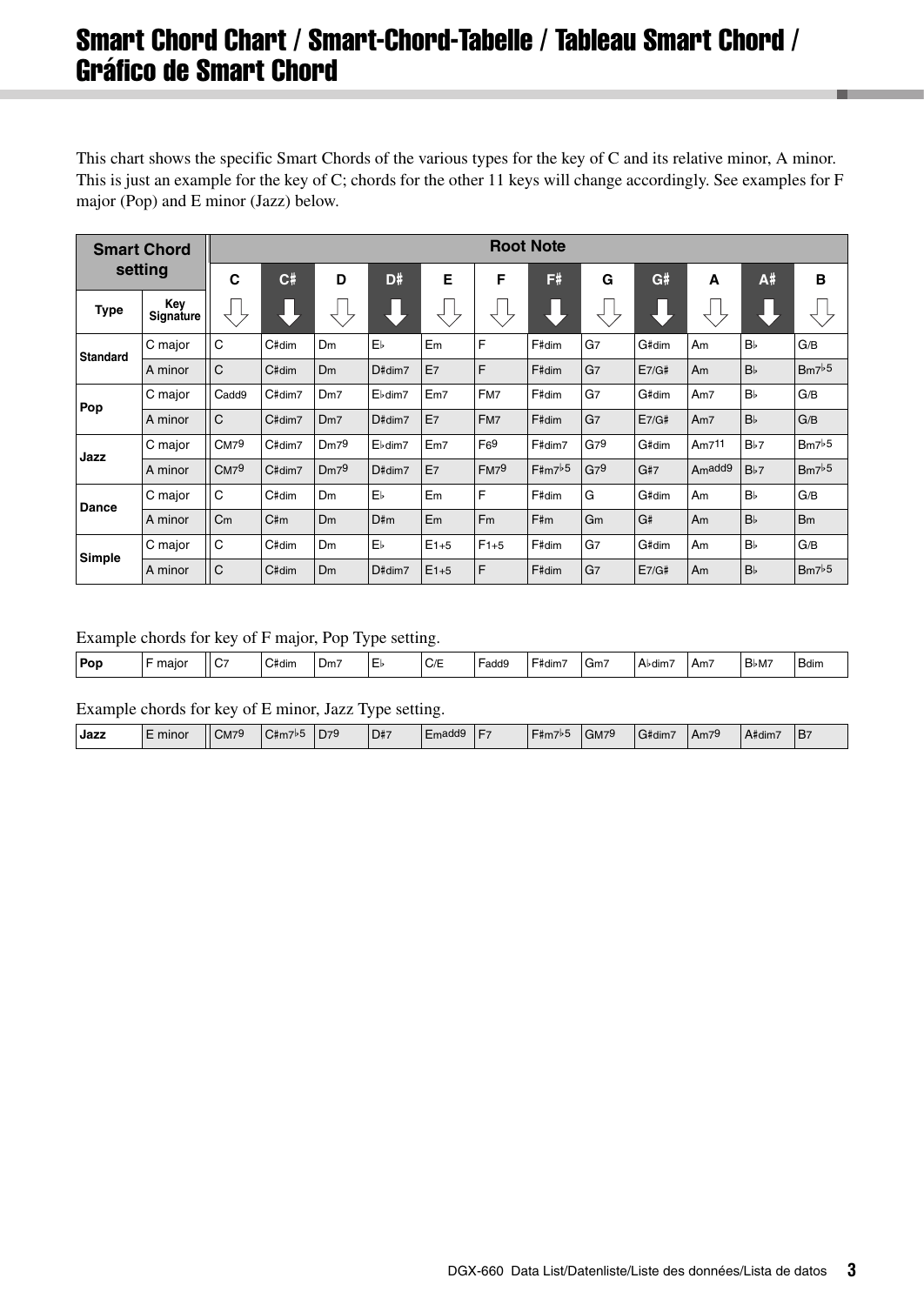# Smart Chord Chart / Smart-Chord-Tabelle / Tableau Smart Chord / Gráfico de Smart Chord

This chart shows the specific Smart Chords of the various types for the key of C and its relative minor, A minor. This is just an example for the key of C; chords for the other 11 keys will change accordingly. See examples for F major (Pop) and E minor (Jazz) below.

| Smart Chord setting | | Root Note | | | | | | | | | | | |
|---|---|---|---|---|---|---|---|---|---|---|---|---|---|
| Type | Key Signature | C | C# | D | D# | E | F | F# | G | G# | A | A# | B |
| Standard | C major | C | C#dim | Dm | E♭ | Em | F | F#dim | G7 | G#dim | Am | B♭ | G/B |
| | A minor | C | C#dim | Dm | D#dim7 | E7 | F | F#dim | G7 | E7/G# | Am | B♭ | Bm7♭5 |
| Pop | C major | Cadd9 | C#dim7 | Dm7 | E♭dim7 | Em7 | FM7 | F#dim | G7 | G#dim | Am7 | B♭ | G/B |
| | A minor | C | C#dim7 | Dm7 | D#dim7 | E7 | FM7 | F#dim | G7 | E7/G# | Am7 | B♭ | G/B |
| Jazz | C major | CM79 | C#dim7 | Dm79 | E♭dim7 | Em7 | F69 | F#dim7 | G79 | G#dim | Am711 | B♭7 | Bm7♭5 |
| | A minor | CM79 | C#dim7 | Dm79 | D#dim7 | E7 | FM79 | F#m7♭5 | G79 | G#7 | Amadd9 | B♭7 | Bm7♭5 |
| Dance | C major | C | C#dim | Dm | E♭ | Em | F | F#dim | G | G#dim | Am | B♭ | G/B |
| | A minor | Cm | C#m | Dm | D#m | Em | Fm | F#m | Gm | G# | Am | B♭ | Bm |
| Simple | C major | C | C#dim | Dm | E♭ | E1+5 | F1+5 | F#dim | G7 | G#dim | Am | B♭ | G/B |
| | A minor | C | C#dim | Dm | D#dim7 | E1+5 | F | F#dim | G7 | E7/G# | Am | B♭ | Bm7♭5 |

Example chords for key of F major, Pop Type setting.

| Pop | F major | C7 | C#dim | Dm7 | E♭ | C/E | Fadd9 | F#dim7 | Gm7 | A♭dim7 | Am7 | B♭M7 | Bdim |
|---|---|---|---|---|---|---|---|---|---|---|---|---|---|

Example chords for key of E minor, Jazz Type setting.

| Jazz | E minor | CM79 | C#m7♭5 | D79 | D#7 | Emadd9 | F7 | F#m7♭5 | GM79 | G#dim7 | Am79 | A#dim7 | B7 |
|---|---|---|---|---|---|---|---|---|---|---|---|---|---|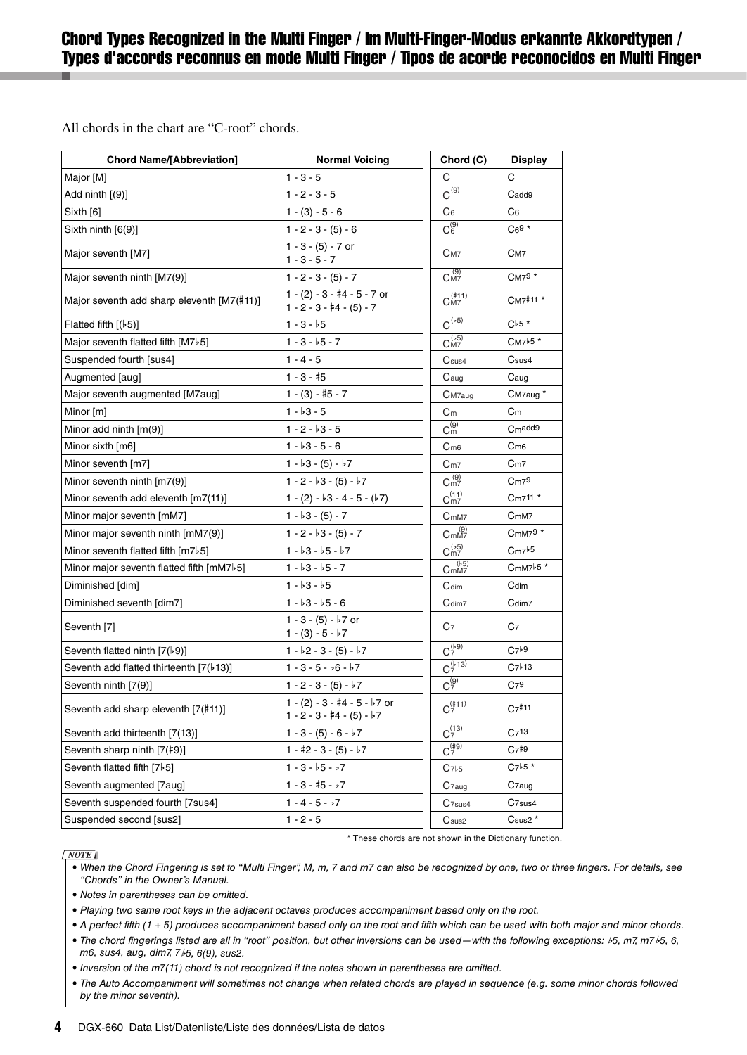## Chord Types Recognized in the Multi Finger / Im Multi-Finger-Modus erkannte Akkordtypen / Types d'accords reconnus en mode Multi Finger / Tipos de acorde reconocidos en Multi Finger

All chords in the chart are "C-root" chords.

| Chord Name/[Abbreviation] | Normal Voicing | Chord (C) | Display |
|---|---|---|---|
| Major [M] | 1 - 3 - 5 | C | C |
| Add ninth [(9)] | 1 - 2 - 3 - 5 | $C^{(9)}$ | Cadd9 |
| Sixth [6] | 1 - (3) - 5 - 6 | $C_6$ | $C_6$ |
| Sixth ninth [6(9)] | 1 - 2 - 3 - (5) - 6 | $C_6^{(9)}$ | $C_6{}^9$ * |
| Major seventh [M7] | 1 - 3 - (5) - 7 or 1 - 3 - 5 - 7 | $C_{M7}$ | $C_{M7}$ |
| Major seventh ninth [M7(9)] | 1 - 2 - 3 - (5) - 7 | $C_{M7}^{(9)}$ | $C_{M7}{}^9$ * |
| Major seventh add sharp eleventh [M7(♯11)] | 1 - (2) - 3 - ♯4 - 5 - 7 or 1 - 2 - 3 - ♯4 - (5) - 7 | $C_{M7}^{(\sharp 11)}$ | $C_{M7}{}^{\sharp 11}$ * |
| Flatted fifth [(♭5)] | 1 - 3 - ♭5 | $C^{(\flat 5)}$ | $C^{\flat 5}$ * |
| Major seventh flatted fifth [M7♭5] | 1 - 3 - ♭5 - 7 | $C_{M7}^{(\flat 5)}$ | $C_{M7}{}^{\flat 5}$ * |
| Suspended fourth [sus4] | 1 - 4 - 5 | $C_{sus4}$ | $C_{sus4}$ |
| Augmented [aug] | 1 - 3 - ♯5 | $C_{aug}$ | $C_{aug}$ |
| Major seventh augmented [M7aug] | 1 - (3) - ♯5 - 7 | $C_{M7aug}$ | $C_{M7aug}$ * |
| Minor [m] | 1 - ♭3 - 5 | $C_m$ | $C_m$ |
| Minor add ninth [m(9)] | 1 - 2 - ♭3 - 5 | $C_m^{(9)}$ | $C_m{}^{add9}$ |
| Minor sixth [m6] | 1 - ♭3 - 5 - 6 | $C_{m6}$ | $C_{m6}$ |
| Minor seventh [m7] | 1 - ♭3 - (5) - ♭7 | $C_{m7}$ | $C_{m7}$ |
| Minor seventh ninth [m7(9)] | 1 - 2 - ♭3 - (5) - ♭7 | $C_{m7}^{(9)}$ | $C_{m7}{}^9$ |
| Minor seventh add eleventh [m7(11)] | 1 - (2) - ♭3 - 4 - 5 - (♭7) | $C_{m7}^{(11)}$ | $C_{m7}{}^{11}$ * |
| Minor major seventh [mM7] | 1 - ♭3 - (5) - 7 | $C_{mM7}$ | $C_{mM7}$ |
| Minor major seventh ninth [mM7(9)] | 1 - 2 - ♭3 - (5) - 7 | $C_{mM7}^{(9)}$ | $C_{mM7}{}^9$ * |
| Minor seventh flatted fifth [m7♭5] | 1 - ♭3 - ♭5 - ♭7 | $C_{m7}^{(\flat 5)}$ | $C_{m7}{}^{\flat 5}$ |
| Minor major seventh flatted fifth [mM7♭5] | 1 - ♭3 - ♭5 - 7 | $C_{mM7}^{(\flat 5)}$ | $C_{mM7}{}^{\flat 5}$ * |
| Diminished [dim] | 1 - ♭3 - ♭5 | $C_{dim}$ | $C_{dim}$ |
| Diminished seventh [dim7] | 1 - ♭3 - ♭5 - 6 | $C_{dim7}$ | $C_{dim7}$ |
| Seventh [7] | 1 - 3 - (5) - ♭7 or 1 - (3) - 5 - ♭7 | $C_7$ | $C_7$ |
| Seventh flatted ninth [7(♭9)] | 1 - ♭2 - 3 - (5) - ♭7 | $C_7^{(\flat 9)}$ | $C_7{}^{\flat 9}$ |
| Seventh add flatted thirteenth [7(♭13)] | 1 - 3 - 5 - ♭6 - ♭7 | $C_7^{(\flat 13)}$ | $C_7{}^{\flat 13}$ |
| Seventh ninth [7(9)] | 1 - 2 - 3 - (5) - ♭7 | $C_7^{(9)}$ | $C_7{}^9$ |
| Seventh add sharp eleventh [7(♯11)] | 1 - (2) - 3 - ♯4 - 5 - ♭7 or 1 - 2 - 3 - ♯4 - (5) - ♭7 | $C_7^{(\sharp 11)}$ | $C_7{}^{\sharp 11}$ |
| Seventh add thirteenth [7(13)] | 1 - 3 - (5) - 6 - ♭7 | $C_7^{(13)}$ | $C_7{}^{13}$ |
| Seventh sharp ninth [7(♯9)] | 1 - ♯2 - 3 - (5) - ♭7 | $C_7^{(\sharp 9)}$ | $C_7{}^{\sharp 9}$ |
| Seventh flatted fifth [7♭5] | 1 - 3 - ♭5 - ♭7 | $C_{7\flat 5}$ | $C_7{}^{\flat 5}$ * |
| Seventh augmented [7aug] | 1 - 3 - ♯5 - ♭7 | $C_{7aug}$ | $C_{7aug}$ |
| Seventh suspended fourth [7sus4] | 1 - 4 - 5 - ♭7 | $C_{7sus4}$ | $C_{7sus4}$ |
| Suspended second [sus2] | 1 - 2 - 5 | $C_{sus2}$ | $C_{sus2}$ * |

\* These chords are not shown in the Dictionary function.

*NOTE*

- *When the Chord Fingering is set to "Multi Finger", M, m, 7 and m7 can also be recognized by one, two or three fingers. For details, see "Chords" in the Owner's Manual.*
- *Notes in parentheses can be omitted.*
- *Playing two same root keys in the adjacent octaves produces accompaniment based only on the root.*
- *A perfect fifth (1 + 5) produces accompaniment based only on the root and fifth which can be used with both major and minor chords.*
- *The chord fingerings listed are all in "root" position, but other inversions can be used—with the following exceptions: ♭5, m7, m7♭5, 6, m6, sus4, aug, dim7, 7♭5, 6(9), sus2.*
- *Inversion of the m7(11) chord is not recognized if the notes shown in parentheses are omitted.*
- *The Auto Accompaniment will sometimes not change when related chords are played in sequence (e.g. some minor chords followed by the minor seventh).*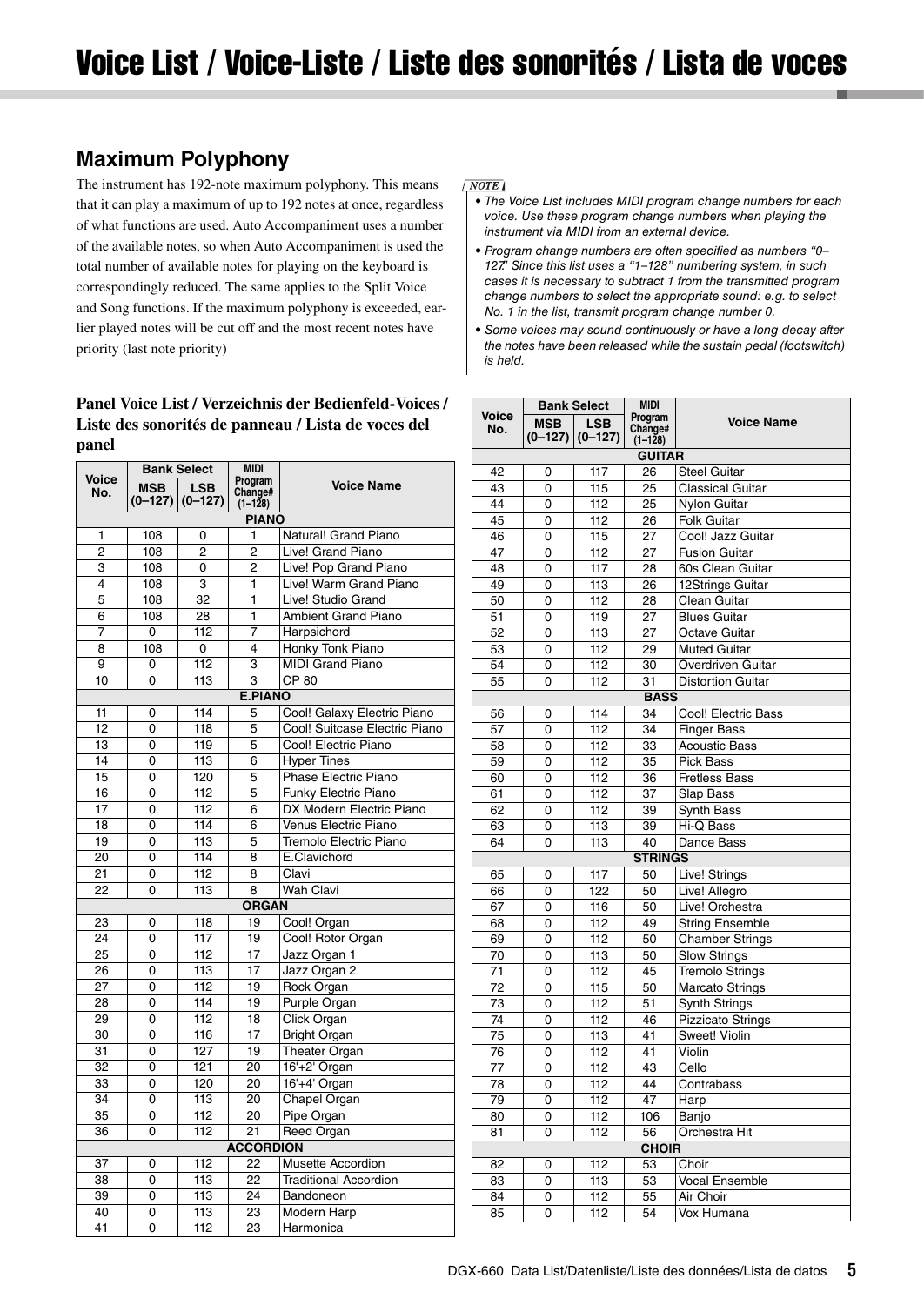# Voice List / Voice-Liste / Liste des sonorités / Lista de voces

## Maximum Polyphony

The instrument has 192-note maximum polyphony. This means that it can play a maximum of up to 192 notes at once, regardless of what functions are used. Auto Accompaniment uses a number of the available notes, so when Auto Accompaniment is used the total number of available notes for playing on the keyboard is correspondingly reduced. The same applies to the Split Voice and Song functions. If the maximum polyphony is exceeded, earlier played notes will be cut off and the most recent notes have priority (last note priority)

*NOTE*

- *The Voice List includes MIDI program change numbers for each voice. Use these program change numbers when playing the instrument via MIDI from an external device.*
- *Program change numbers are often specified as numbers "0–127." Since this list uses a "1–128" numbering system, in such cases it is necessary to subtract 1 from the transmitted program change numbers to select the appropriate sound: e.g. to select No. 1 in the list, transmit program change number 0.*
- *Some voices may sound continuously or have a long decay after the notes have been released while the sustain pedal (footswitch) is held.*

### Panel Voice List / Verzeichnis der Bedienfeld-Voices / Liste des sonorités de panneau / Lista de voces del panel

| Voice No. | Bank Select | | MIDI Program Change# (1–128) | Voice Name |
|---|---|---|---|---|
| | MSB (0–127) | LSB (0–127) | | |
| **PIANO** | | | | |
| 1 | 108 | 0 | 1 | Natural! Grand Piano |
| 2 | 108 | 2 | 2 | Live! Grand Piano |
| 3 | 108 | 0 | 2 | Live! Pop Grand Piano |
| 4 | 108 | 3 | 1 | Live! Warm Grand Piano |
| 5 | 108 | 32 | 1 | Live! Studio Grand |
| 6 | 108 | 28 | 1 | Ambient Grand Piano |
| 7 | 0 | 112 | 7 | Harpsichord |
| 8 | 108 | 0 | 4 | Honky Tonk Piano |
| 9 | 0 | 112 | 3 | MIDI Grand Piano |
| 10 | 0 | 113 | 3 | CP 80 |
| **E.PIANO** | | | | |
| 11 | 0 | 114 | 5 | Cool! Galaxy Electric Piano |
| 12 | 0 | 118 | 5 | Cool! Suitcase Electric Piano |
| 13 | 0 | 119 | 5 | Cool! Electric Piano |
| 14 | 0 | 113 | 6 | Hyper Tines |
| 15 | 0 | 120 | 5 | Phase Electric Piano |
| 16 | 0 | 112 | 5 | Funky Electric Piano |
| 17 | 0 | 112 | 6 | DX Modern Electric Piano |
| 18 | 0 | 114 | 6 | Venus Electric Piano |
| 19 | 0 | 113 | 5 | Tremolo Electric Piano |
| 20 | 0 | 114 | 8 | E.Clavichord |
| 21 | 0 | 112 | 8 | Clavi |
| 22 | 0 | 113 | 8 | Wah Clavi |
| **ORGAN** | | | | |
| 23 | 0 | 118 | 19 | Cool! Organ |
| 24 | 0 | 117 | 19 | Cool! Rotor Organ |
| 25 | 0 | 112 | 17 | Jazz Organ 1 |
| 26 | 0 | 113 | 17 | Jazz Organ 2 |
| 27 | 0 | 112 | 19 | Rock Organ |
| 28 | 0 | 114 | 19 | Purple Organ |
| 29 | 0 | 112 | 18 | Click Organ |
| 30 | 0 | 116 | 17 | Bright Organ |
| 31 | 0 | 127 | 19 | Theater Organ |
| 32 | 0 | 121 | 20 | 16'+2' Organ |
| 33 | 0 | 120 | 20 | 16'+4' Organ |
| 34 | 0 | 113 | 20 | Chapel Organ |
| 35 | 0 | 112 | 20 | Pipe Organ |
| 36 | 0 | 112 | 21 | Reed Organ |
| **ACCORDION** | | | | |
| 37 | 0 | 112 | 22 | Musette Accordion |
| 38 | 0 | 113 | 22 | Traditional Accordion |
| 39 | 0 | 113 | 24 | Bandoneon |
| 40 | 0 | 113 | 23 | Modern Harp |
| 41 | 0 | 112 | 23 | Harmonica |
| **GUITAR** | | | | |
| 42 | 0 | 117 | 26 | Steel Guitar |
| 43 | 0 | 115 | 25 | Classical Guitar |
| 44 | 0 | 112 | 25 | Nylon Guitar |
| 45 | 0 | 112 | 26 | Folk Guitar |
| 46 | 0 | 115 | 27 | Cool! Jazz Guitar |
| 47 | 0 | 112 | 27 | Fusion Guitar |
| 48 | 0 | 117 | 28 | 60s Clean Guitar |
| 49 | 0 | 113 | 26 | 12Strings Guitar |
| 50 | 0 | 112 | 28 | Clean Guitar |
| 51 | 0 | 119 | 27 | Blues Guitar |
| 52 | 0 | 113 | 27 | Octave Guitar |
| 53 | 0 | 112 | 29 | Muted Guitar |
| 54 | 0 | 112 | 30 | Overdriven Guitar |
| 55 | 0 | 112 | 31 | Distortion Guitar |
| **BASS** | | | | |
| 56 | 0 | 114 | 34 | Cool! Electric Bass |
| 57 | 0 | 112 | 34 | Finger Bass |
| 58 | 0 | 112 | 33 | Acoustic Bass |
| 59 | 0 | 112 | 35 | Pick Bass |
| 60 | 0 | 112 | 36 | Fretless Bass |
| 61 | 0 | 112 | 37 | Slap Bass |
| 62 | 0 | 112 | 39 | Synth Bass |
| 63 | 0 | 113 | 39 | Hi-Q Bass |
| 64 | 0 | 113 | 40 | Dance Bass |
| **STRINGS** | | | | |
| 65 | 0 | 117 | 50 | Live! Strings |
| 66 | 0 | 122 | 50 | Live! Allegro |
| 67 | 0 | 116 | 50 | Live! Orchestra |
| 68 | 0 | 112 | 49 | String Ensemble |
| 69 | 0 | 112 | 50 | Chamber Strings |
| 70 | 0 | 113 | 50 | Slow Strings |
| 71 | 0 | 112 | 45 | Tremolo Strings |
| 72 | 0 | 115 | 50 | Marcato Strings |
| 73 | 0 | 112 | 51 | Synth Strings |
| 74 | 0 | 112 | 46 | Pizzicato Strings |
| 75 | 0 | 113 | 41 | Sweet! Violin |
| 76 | 0 | 112 | 41 | Violin |
| 77 | 0 | 112 | 43 | Cello |
| 78 | 0 | 112 | 44 | Contrabass |
| 79 | 0 | 112 | 47 | Harp |
| 80 | 0 | 112 | 106 | Banjo |
| 81 | 0 | 112 | 56 | Orchestra Hit |
| **CHOIR** | | | | |
| 82 | 0 | 112 | 53 | Choir |
| 83 | 0 | 113 | 53 | Vocal Ensemble |
| 84 | 0 | 112 | 55 | Air Choir |
| 85 | 0 | 112 | 54 | Vox Humana |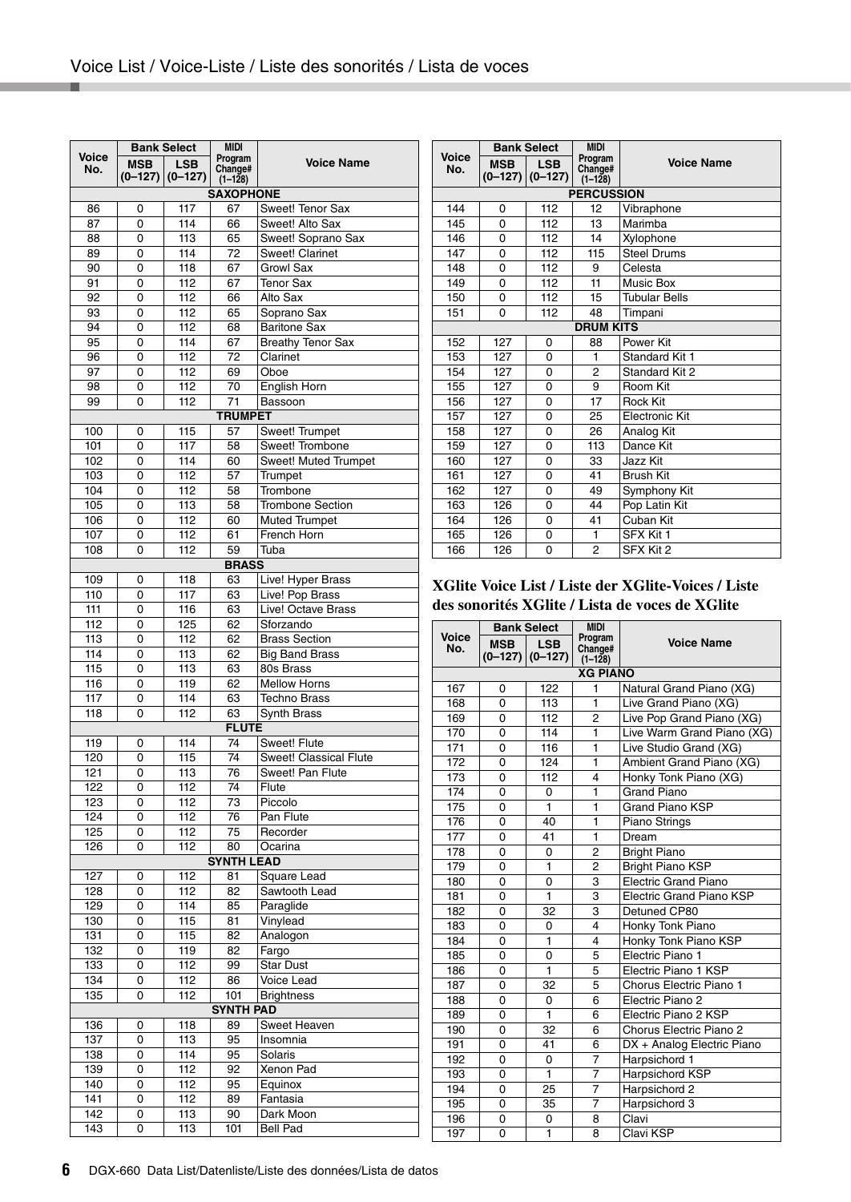# Voice List / Voice-Liste / Liste des sonorités / Lista de voces

| Voice No. | Bank Select | | MIDI Program Change# (1–128) | Voice Name |
|---|---|---|---|---|
| | MSB (0–127) | LSB (0–127) | | |
| **SAXOPHONE** | | | | |
| 86 | 0 | 117 | 67 | Sweet! Tenor Sax |
| 87 | 0 | 114 | 66 | Sweet! Alto Sax |
| 88 | 0 | 113 | 65 | Sweet! Soprano Sax |
| 89 | 0 | 114 | 72 | Sweet! Clarinet |
| 90 | 0 | 118 | 67 | Growl Sax |
| 91 | 0 | 112 | 67 | Tenor Sax |
| 92 | 0 | 112 | 66 | Alto Sax |
| 93 | 0 | 112 | 65 | Soprano Sax |
| 94 | 0 | 112 | 68 | Baritone Sax |
| 95 | 0 | 114 | 67 | Breathy Tenor Sax |
| 96 | 0 | 112 | 72 | Clarinet |
| 97 | 0 | 112 | 69 | Oboe |
| 98 | 0 | 112 | 70 | English Horn |
| 99 | 0 | 112 | 71 | Bassoon |
| **TRUMPET** | | | | |
| 100 | 0 | 115 | 57 | Sweet! Trumpet |
| 101 | 0 | 117 | 58 | Sweet! Trombone |
| 102 | 0 | 114 | 60 | Sweet! Muted Trumpet |
| 103 | 0 | 112 | 57 | Trumpet |
| 104 | 0 | 112 | 58 | Trombone |
| 105 | 0 | 113 | 58 | Trombone Section |
| 106 | 0 | 112 | 60 | Muted Trumpet |
| 107 | 0 | 112 | 61 | French Horn |
| 108 | 0 | 112 | 59 | Tuba |
| **BRASS** | | | | |
| 109 | 0 | 118 | 63 | Live! Hyper Brass |
| 110 | 0 | 117 | 63 | Live! Pop Brass |
| 111 | 0 | 116 | 63 | Live! Octave Brass |
| 112 | 0 | 125 | 62 | Sforzando |
| 113 | 0 | 112 | 62 | Brass Section |
| 114 | 0 | 113 | 62 | Big Band Brass |
| 115 | 0 | 113 | 63 | 80s Brass |
| 116 | 0 | 119 | 62 | Mellow Horns |
| 117 | 0 | 114 | 63 | Techno Brass |
| 118 | 0 | 112 | 63 | Synth Brass |
| **FLUTE** | | | | |
| 119 | 0 | 114 | 74 | Sweet! Flute |
| 120 | 0 | 115 | 74 | Sweet! Classical Flute |
| 121 | 0 | 113 | 76 | Sweet! Pan Flute |
| 122 | 0 | 112 | 74 | Flute |
| 123 | 0 | 112 | 73 | Piccolo |
| 124 | 0 | 112 | 76 | Pan Flute |
| 125 | 0 | 112 | 75 | Recorder |
| 126 | 0 | 112 | 80 | Ocarina |
| **SYNTH LEAD** | | | | |
| 127 | 0 | 112 | 81 | Square Lead |
| 128 | 0 | 112 | 82 | Sawtooth Lead |
| 129 | 0 | 114 | 85 | Paraglide |
| 130 | 0 | 115 | 81 | Vinylead |
| 131 | 0 | 115 | 82 | Analogon |
| 132 | 0 | 119 | 82 | Fargo |
| 133 | 0 | 112 | 99 | Star Dust |
| 134 | 0 | 112 | 86 | Voice Lead |
| 135 | 0 | 112 | 101 | Brightness |
| **SYNTH PAD** | | | | |
| 136 | 0 | 118 | 89 | Sweet Heaven |
| 137 | 0 | 113 | 95 | Insomnia |
| 138 | 0 | 114 | 95 | Solaris |
| 139 | 0 | 112 | 92 | Xenon Pad |
| 140 | 0 | 112 | 95 | Equinox |
| 141 | 0 | 112 | 89 | Fantasia |
| 142 | 0 | 113 | 90 | Dark Moon |
| 143 | 0 | 113 | 101 | Bell Pad |

| Voice No. | Bank Select | | MIDI Program Change# (1–128) | Voice Name |
|---|---|---|---|---|
| | MSB (0–127) | LSB (0–127) | | |
| **PERCUSSION** | | | | |
| 144 | 0 | 112 | 12 | Vibraphone |
| 145 | 0 | 112 | 13 | Marimba |
| 146 | 0 | 112 | 14 | Xylophone |
| 147 | 0 | 112 | 115 | Steel Drums |
| 148 | 0 | 112 | 9 | Celesta |
| 149 | 0 | 112 | 11 | Music Box |
| 150 | 0 | 112 | 15 | Tubular Bells |
| 151 | 0 | 112 | 48 | Timpani |
| **DRUM KITS** | | | | |
| 152 | 127 | 0 | 88 | Power Kit |
| 153 | 127 | 0 | 1 | Standard Kit 1 |
| 154 | 127 | 0 | 2 | Standard Kit 2 |
| 155 | 127 | 0 | 9 | Room Kit |
| 156 | 127 | 0 | 17 | Rock Kit |
| 157 | 127 | 0 | 25 | Electronic Kit |
| 158 | 127 | 0 | 26 | Analog Kit |
| 159 | 127 | 0 | 113 | Dance Kit |
| 160 | 127 | 0 | 33 | Jazz Kit |
| 161 | 127 | 0 | 41 | Brush Kit |
| 162 | 127 | 0 | 49 | Symphony Kit |
| 163 | 126 | 0 | 44 | Pop Latin Kit |
| 164 | 126 | 0 | 41 | Cuban Kit |
| 165 | 126 | 0 | 1 | SFX Kit 1 |
| 166 | 126 | 0 | 2 | SFX Kit 2 |

## XGlite Voice List / Liste der XGlite-Voices / Liste des sonorités XGlite / Lista de voces de XGlite

| Voice No. | Bank Select | | MIDI Program Change# (1–128) | Voice Name |
|---|---|---|---|---|
| | MSB (0–127) | LSB (0–127) | | |
| **XG PIANO** | | | | |
| 167 | 0 | 122 | 1 | Natural Grand Piano (XG) |
| 168 | 0 | 113 | 1 | Live Grand Piano (XG) |
| 169 | 0 | 112 | 2 | Live Pop Grand Piano (XG) |
| 170 | 0 | 114 | 1 | Live Warm Grand Piano (XG) |
| 171 | 0 | 116 | 1 | Live Studio Grand (XG) |
| 172 | 0 | 124 | 1 | Ambient Grand Piano (XG) |
| 173 | 0 | 112 | 4 | Honky Tonk Piano (XG) |
| 174 | 0 | 0 | 1 | Grand Piano |
| 175 | 0 | 1 | 1 | Grand Piano KSP |
| 176 | 0 | 40 | 1 | Piano Strings |
| 177 | 0 | 41 | 1 | Dream |
| 178 | 0 | 0 | 2 | Bright Piano |
| 179 | 0 | 1 | 2 | Bright Piano KSP |
| 180 | 0 | 0 | 3 | Electric Grand Piano |
| 181 | 0 | 1 | 3 | Electric Grand Piano KSP |
| 182 | 0 | 32 | 3 | Detuned CP80 |
| 183 | 0 | 0 | 4 | Honky Tonk Piano |
| 184 | 0 | 1 | 4 | Honky Tonk Piano KSP |
| 185 | 0 | 0 | 5 | Electric Piano 1 |
| 186 | 0 | 1 | 5 | Electric Piano 1 KSP |
| 187 | 0 | 32 | 5 | Chorus Electric Piano 1 |
| 188 | 0 | 0 | 6 | Electric Piano 2 |
| 189 | 0 | 1 | 6 | Electric Piano 2 KSP |
| 190 | 0 | 32 | 6 | Chorus Electric Piano 2 |
| 191 | 0 | 41 | 6 | DX + Analog Electric Piano |
| 192 | 0 | 0 | 7 | Harpsichord 1 |
| 193 | 0 | 1 | 7 | Harpsichord KSP |
| 194 | 0 | 25 | 7 | Harpsichord 2 |
| 195 | 0 | 35 | 7 | Harpsichord 3 |
| 196 | 0 | 0 | 8 | Clavi |
| 197 | 0 | 1 | 8 | Clavi KSP |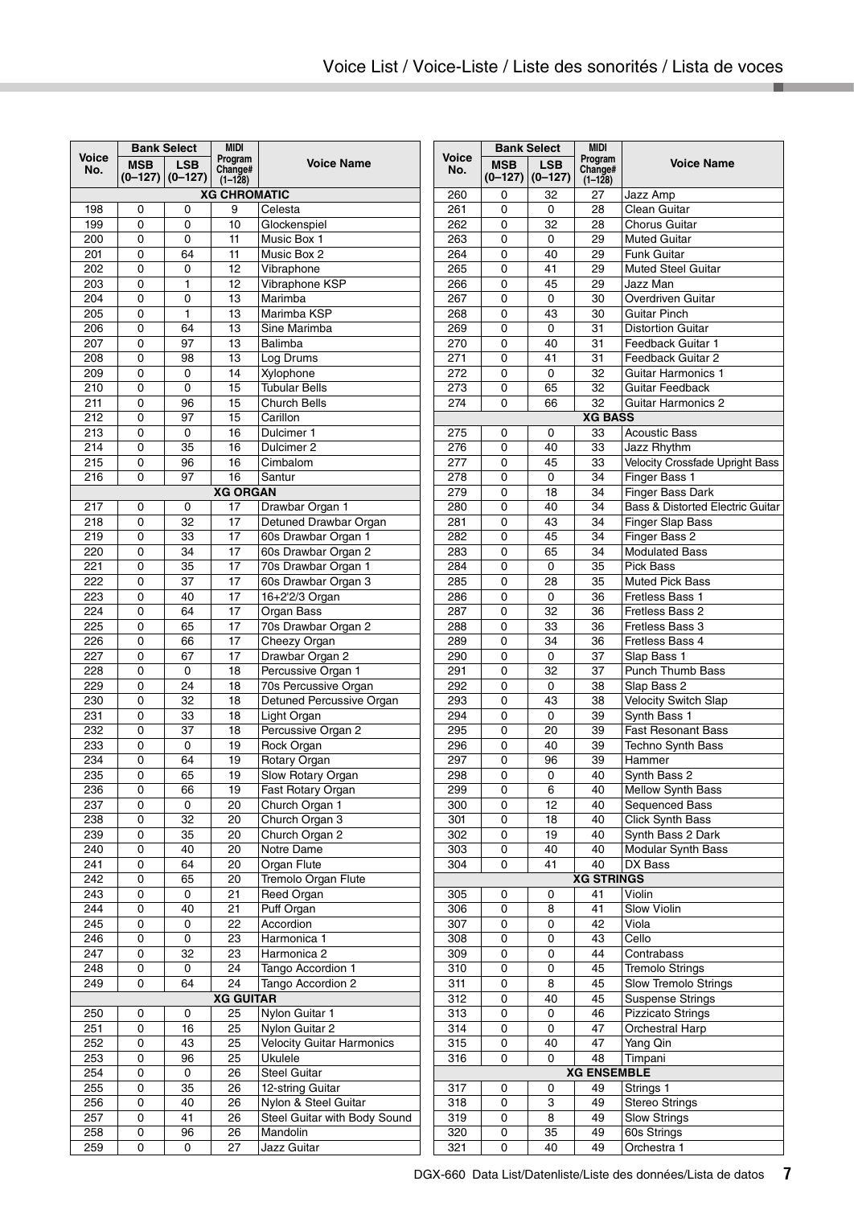| Voice No. | Bank Select | | MIDI Program Change# (1–128) | Voice Name |
|---|---|---|---|---|
| | MSB (0–127) | LSB (0–127) | | |
| **XG CHROMATIC** | | | | |
| 198 | 0 | 0 | 9 | Celesta |
| 199 | 0 | 0 | 10 | Glockenspiel |
| 200 | 0 | 0 | 11 | Music Box 1 |
| 201 | 0 | 64 | 11 | Music Box 2 |
| 202 | 0 | 0 | 12 | Vibraphone |
| 203 | 0 | 1 | 12 | Vibraphone KSP |
| 204 | 0 | 0 | 13 | Marimba |
| 205 | 0 | 1 | 13 | Marimba KSP |
| 206 | 0 | 64 | 13 | Sine Marimba |
| 207 | 0 | 97 | 13 | Balimba |
| 208 | 0 | 98 | 13 | Log Drums |
| 209 | 0 | 0 | 14 | Xylophone |
| 210 | 0 | 0 | 15 | Tubular Bells |
| 211 | 0 | 96 | 15 | Church Bells |
| 212 | 0 | 97 | 15 | Carillon |
| 213 | 0 | 0 | 16 | Dulcimer 1 |
| 214 | 0 | 35 | 16 | Dulcimer 2 |
| 215 | 0 | 96 | 16 | Cimbalom |
| 216 | 0 | 97 | 16 | Santur |
| **XG ORGAN** | | | | |
| 217 | 0 | 0 | 17 | Drawbar Organ 1 |
| 218 | 0 | 32 | 17 | Detuned Drawbar Organ |
| 219 | 0 | 33 | 17 | 60s Drawbar Organ 1 |
| 220 | 0 | 34 | 17 | 60s Drawbar Organ 2 |
| 221 | 0 | 35 | 17 | 70s Drawbar Organ 1 |
| 222 | 0 | 37 | 17 | 60s Drawbar Organ 3 |
| 223 | 0 | 40 | 17 | 16+2'2/3 Organ |
| 224 | 0 | 64 | 17 | Organ Bass |
| 225 | 0 | 65 | 17 | 70s Drawbar Organ 2 |
| 226 | 0 | 66 | 17 | Cheezy Organ |
| 227 | 0 | 67 | 17 | Drawbar Organ 2 |
| 228 | 0 | 0 | 18 | Percussive Organ 1 |
| 229 | 0 | 24 | 18 | 70s Percussive Organ |
| 230 | 0 | 32 | 18 | Detuned Percussive Organ |
| 231 | 0 | 33 | 18 | Light Organ |
| 232 | 0 | 37 | 18 | Percussive Organ 2 |
| 233 | 0 | 0 | 19 | Rock Organ |
| 234 | 0 | 64 | 19 | Rotary Organ |
| 235 | 0 | 65 | 19 | Slow Rotary Organ |
| 236 | 0 | 66 | 19 | Fast Rotary Organ |
| 237 | 0 | 0 | 20 | Church Organ 1 |
| 238 | 0 | 32 | 20 | Church Organ 3 |
| 239 | 0 | 35 | 20 | Church Organ 2 |
| 240 | 0 | 40 | 20 | Notre Dame |
| 241 | 0 | 64 | 20 | Organ Flute |
| 242 | 0 | 65 | 20 | Tremolo Organ Flute |
| 243 | 0 | 0 | 21 | Reed Organ |
| 244 | 0 | 40 | 21 | Puff Organ |
| 245 | 0 | 0 | 22 | Accordion |
| 246 | 0 | 0 | 23 | Harmonica 1 |
| 247 | 0 | 32 | 23 | Harmonica 2 |
| 248 | 0 | 0 | 24 | Tango Accordion 1 |
| 249 | 0 | 64 | 24 | Tango Accordion 2 |
| **XG GUITAR** | | | | |
| 250 | 0 | 0 | 25 | Nylon Guitar 1 |
| 251 | 0 | 16 | 25 | Nylon Guitar 2 |
| 252 | 0 | 43 | 25 | Velocity Guitar Harmonics |
| 253 | 0 | 96 | 25 | Ukulele |
| 254 | 0 | 0 | 26 | Steel Guitar |
| 255 | 0 | 35 | 26 | 12-string Guitar |
| 256 | 0 | 40 | 26 | Nylon & Steel Guitar |
| 257 | 0 | 41 | 26 | Steel Guitar with Body Sound |
| 258 | 0 | 96 | 26 | Mandolin |
| 259 | 0 | 0 | 27 | Jazz Guitar |
| 260 | 0 | 32 | 27 | Jazz Amp |
| 261 | 0 | 0 | 28 | Clean Guitar |
| 262 | 0 | 32 | 28 | Chorus Guitar |
| 263 | 0 | 0 | 29 | Muted Guitar |
| 264 | 0 | 40 | 29 | Funk Guitar |
| 265 | 0 | 41 | 29 | Muted Steel Guitar |
| 266 | 0 | 45 | 29 | Jazz Man |
| 267 | 0 | 0 | 30 | Overdriven Guitar |
| 268 | 0 | 43 | 30 | Guitar Pinch |
| 269 | 0 | 0 | 31 | Distortion Guitar |
| 270 | 0 | 40 | 31 | Feedback Guitar 1 |
| 271 | 0 | 41 | 31 | Feedback Guitar 2 |
| 272 | 0 | 0 | 32 | Guitar Harmonics 1 |
| 273 | 0 | 65 | 32 | Guitar Feedback |
| 274 | 0 | 66 | 32 | Guitar Harmonics 2 |
| **XG BASS** | | | | |
| 275 | 0 | 0 | 33 | Acoustic Bass |
| 276 | 0 | 40 | 33 | Jazz Rhythm |
| 277 | 0 | 45 | 33 | Velocity Crossfade Upright Bass |
| 278 | 0 | 0 | 34 | Finger Bass 1 |
| 279 | 0 | 18 | 34 | Finger Bass Dark |
| 280 | 0 | 40 | 34 | Bass & Distorted Electric Guitar |
| 281 | 0 | 43 | 34 | Finger Slap Bass |
| 282 | 0 | 45 | 34 | Finger Bass 2 |
| 283 | 0 | 65 | 34 | Modulated Bass |
| 284 | 0 | 0 | 35 | Pick Bass |
| 285 | 0 | 28 | 35 | Muted Pick Bass |
| 286 | 0 | 0 | 36 | Fretless Bass 1 |
| 287 | 0 | 32 | 36 | Fretless Bass 2 |
| 288 | 0 | 33 | 36 | Fretless Bass 3 |
| 289 | 0 | 34 | 36 | Fretless Bass 4 |
| 290 | 0 | 0 | 37 | Slap Bass 1 |
| 291 | 0 | 32 | 37 | Punch Thumb Bass |
| 292 | 0 | 0 | 38 | Slap Bass 2 |
| 293 | 0 | 43 | 38 | Velocity Switch Slap |
| 294 | 0 | 0 | 39 | Synth Bass 1 |
| 295 | 0 | 20 | 39 | Fast Resonant Bass |
| 296 | 0 | 40 | 39 | Techno Synth Bass |
| 297 | 0 | 96 | 39 | Hammer |
| 298 | 0 | 0 | 40 | Synth Bass 2 |
| 299 | 0 | 6 | 40 | Mellow Synth Bass |
| 300 | 0 | 12 | 40 | Sequenced Bass |
| 301 | 0 | 18 | 40 | Click Synth Bass |
| 302 | 0 | 19 | 40 | Synth Bass 2 Dark |
| 303 | 0 | 40 | 40 | Modular Synth Bass |
| 304 | 0 | 41 | 40 | DX Bass |
| **XG STRINGS** | | | | |
| 305 | 0 | 0 | 41 | Violin |
| 306 | 0 | 8 | 41 | Slow Violin |
| 307 | 0 | 0 | 42 | Viola |
| 308 | 0 | 0 | 43 | Cello |
| 309 | 0 | 0 | 44 | Contrabass |
| 310 | 0 | 0 | 45 | Tremolo Strings |
| 311 | 0 | 8 | 45 | Slow Tremolo Strings |
| 312 | 0 | 40 | 45 | Suspense Strings |
| 313 | 0 | 0 | 46 | Pizzicato Strings |
| 314 | 0 | 0 | 47 | Orchestral Harp |
| 315 | 0 | 40 | 47 | Yang Qin |
| 316 | 0 | 0 | 48 | Timpani |
| **XG ENSEMBLE** | | | | |
| 317 | 0 | 0 | 49 | Strings 1 |
| 318 | 0 | 3 | 49 | Stereo Strings |
| 319 | 0 | 8 | 49 | Slow Strings |
| 320 | 0 | 35 | 49 | 60s Strings |
| 321 | 0 | 40 | 49 | Orchestra 1 |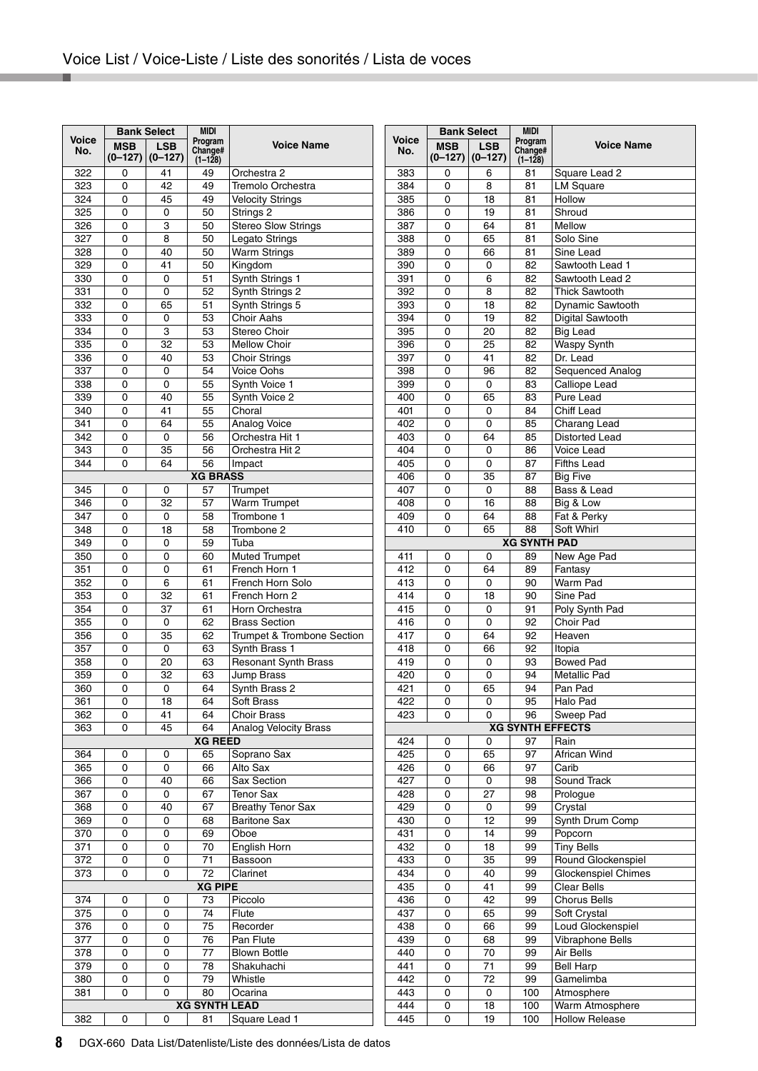# Voice List / Voice-Liste / Liste des sonorités / Lista de voces

| Voice No. | Bank Select | | MIDI Program Change# (1–128) | Voice Name |
|---|---|---|---|---|
| | MSB (0–127) | LSB (0–127) | | |
| 322 | 0 | 41 | 49 | Orchestra 2 |
| 323 | 0 | 42 | 49 | Tremolo Orchestra |
| 324 | 0 | 45 | 49 | Velocity Strings |
| 325 | 0 | 0 | 50 | Strings 2 |
| 326 | 0 | 3 | 50 | Stereo Slow Strings |
| 327 | 0 | 8 | 50 | Legato Strings |
| 328 | 0 | 40 | 50 | Warm Strings |
| 329 | 0 | 41 | 50 | Kingdom |
| 330 | 0 | 0 | 51 | Synth Strings 1 |
| 331 | 0 | 0 | 52 | Synth Strings 2 |
| 332 | 0 | 65 | 51 | Synth Strings 5 |
| 333 | 0 | 0 | 53 | Choir Aahs |
| 334 | 0 | 3 | 53 | Stereo Choir |
| 335 | 0 | 32 | 53 | Mellow Choir |
| 336 | 0 | 40 | 53 | Choir Strings |
| 337 | 0 | 0 | 54 | Voice Oohs |
| 338 | 0 | 0 | 55 | Synth Voice 1 |
| 339 | 0 | 40 | 55 | Synth Voice 2 |
| 340 | 0 | 41 | 55 | Choral |
| 341 | 0 | 64 | 55 | Analog Voice |
| 342 | 0 | 0 | 56 | Orchestra Hit 1 |
| 343 | 0 | 35 | 56 | Orchestra Hit 2 |
| 344 | 0 | 64 | 56 | Impact |
| **XG BRASS** | | | | |
| 345 | 0 | 0 | 57 | Trumpet |
| 346 | 0 | 32 | 57 | Warm Trumpet |
| 347 | 0 | 0 | 58 | Trombone 1 |
| 348 | 0 | 18 | 58 | Trombone 2 |
| 349 | 0 | 0 | 59 | Tuba |
| 350 | 0 | 0 | 60 | Muted Trumpet |
| 351 | 0 | 0 | 61 | French Horn 1 |
| 352 | 0 | 6 | 61 | French Horn Solo |
| 353 | 0 | 32 | 61 | French Horn 2 |
| 354 | 0 | 37 | 61 | Horn Orchestra |
| 355 | 0 | 0 | 62 | Brass Section |
| 356 | 0 | 35 | 62 | Trumpet & Trombone Section |
| 357 | 0 | 0 | 63 | Synth Brass 1 |
| 358 | 0 | 20 | 63 | Resonant Synth Brass |
| 359 | 0 | 32 | 63 | Jump Brass |
| 360 | 0 | 0 | 64 | Synth Brass 2 |
| 361 | 0 | 18 | 64 | Soft Brass |
| 362 | 0 | 41 | 64 | Choir Brass |
| 363 | 0 | 45 | 64 | Analog Velocity Brass |
| **XG REED** | | | | |
| 364 | 0 | 0 | 65 | Soprano Sax |
| 365 | 0 | 0 | 66 | Alto Sax |
| 366 | 0 | 40 | 66 | Sax Section |
| 367 | 0 | 0 | 67 | Tenor Sax |
| 368 | 0 | 40 | 67 | Breathy Tenor Sax |
| 369 | 0 | 0 | 68 | Baritone Sax |
| 370 | 0 | 0 | 69 | Oboe |
| 371 | 0 | 0 | 70 | English Horn |
| 372 | 0 | 0 | 71 | Bassoon |
| 373 | 0 | 0 | 72 | Clarinet |
| **XG PIPE** | | | | |
| 374 | 0 | 0 | 73 | Piccolo |
| 375 | 0 | 0 | 74 | Flute |
| 376 | 0 | 0 | 75 | Recorder |
| 377 | 0 | 0 | 76 | Pan Flute |
| 378 | 0 | 0 | 77 | Blown Bottle |
| 379 | 0 | 0 | 78 | Shakuhachi |
| 380 | 0 | 0 | 79 | Whistle |
| 381 | 0 | 0 | 80 | Ocarina |
| **XG SYNTH LEAD** | | | | |
| 382 | 0 | 0 | 81 | Square Lead 1 |
| 383 | 0 | 6 | 81 | Square Lead 2 |
| 384 | 0 | 8 | 81 | LM Square |
| 385 | 0 | 18 | 81 | Hollow |
| 386 | 0 | 19 | 81 | Shroud |
| 387 | 0 | 64 | 81 | Mellow |
| 388 | 0 | 65 | 81 | Solo Sine |
| 389 | 0 | 66 | 81 | Sine Lead |
| 390 | 0 | 0 | 82 | Sawtooth Lead 1 |
| 391 | 0 | 6 | 82 | Sawtooth Lead 2 |
| 392 | 0 | 8 | 82 | Thick Sawtooth |
| 393 | 0 | 18 | 82 | Dynamic Sawtooth |
| 394 | 0 | 19 | 82 | Digital Sawtooth |
| 395 | 0 | 20 | 82 | Big Lead |
| 396 | 0 | 25 | 82 | Waspy Synth |
| 397 | 0 | 41 | 82 | Dr. Lead |
| 398 | 0 | 96 | 82 | Sequenced Analog |
| 399 | 0 | 0 | 83 | Calliope Lead |
| 400 | 0 | 65 | 83 | Pure Lead |
| 401 | 0 | 0 | 84 | Chiff Lead |
| 402 | 0 | 0 | 85 | Charang Lead |
| 403 | 0 | 64 | 85 | Distorted Lead |
| 404 | 0 | 0 | 86 | Voice Lead |
| 405 | 0 | 0 | 87 | Fifths Lead |
| 406 | 0 | 35 | 87 | Big Five |
| 407 | 0 | 0 | 88 | Bass & Lead |
| 408 | 0 | 16 | 88 | Big & Low |
| 409 | 0 | 64 | 88 | Fat & Perky |
| 410 | 0 | 65 | 88 | Soft Whirl |
| **XG SYNTH PAD** | | | | |
| 411 | 0 | 0 | 89 | New Age Pad |
| 412 | 0 | 64 | 89 | Fantasy |
| 413 | 0 | 0 | 90 | Warm Pad |
| 414 | 0 | 18 | 90 | Sine Pad |
| 415 | 0 | 0 | 91 | Poly Synth Pad |
| 416 | 0 | 0 | 92 | Choir Pad |
| 417 | 0 | 64 | 92 | Heaven |
| 418 | 0 | 66 | 92 | Itopia |
| 419 | 0 | 0 | 93 | Bowed Pad |
| 420 | 0 | 0 | 94 | Metallic Pad |
| 421 | 0 | 65 | 94 | Pan Pad |
| 422 | 0 | 0 | 95 | Halo Pad |
| 423 | 0 | 0 | 96 | Sweep Pad |
| **XG SYNTH EFFECTS** | | | | |
| 424 | 0 | 0 | 97 | Rain |
| 425 | 0 | 65 | 97 | African Wind |
| 426 | 0 | 66 | 97 | Carib |
| 427 | 0 | 0 | 98 | Sound Track |
| 428 | 0 | 27 | 98 | Prologue |
| 429 | 0 | 0 | 99 | Crystal |
| 430 | 0 | 12 | 99 | Synth Drum Comp |
| 431 | 0 | 14 | 99 | Popcorn |
| 432 | 0 | 18 | 99 | Tiny Bells |
| 433 | 0 | 35 | 99 | Round Glockenspiel |
| 434 | 0 | 40 | 99 | Glockenspiel Chimes |
| 435 | 0 | 41 | 99 | Clear Bells |
| 436 | 0 | 42 | 99 | Chorus Bells |
| 437 | 0 | 65 | 99 | Soft Crystal |
| 438 | 0 | 66 | 99 | Loud Glockenspiel |
| 439 | 0 | 68 | 99 | Vibraphone Bells |
| 440 | 0 | 70 | 99 | Air Bells |
| 441 | 0 | 71 | 99 | Bell Harp |
| 442 | 0 | 72 | 99 | Gamelimba |
| 443 | 0 | 0 | 100 | Atmosphere |
| 444 | 0 | 18 | 100 | Warm Atmosphere |
| 445 | 0 | 19 | 100 | Hollow Release |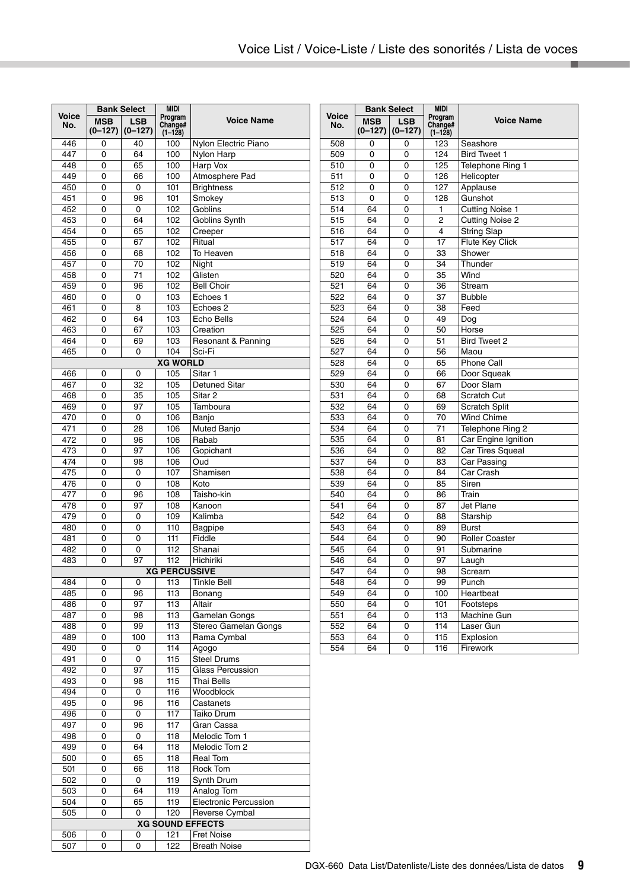| Voice No. | Bank Select | | MIDI Program Change# (1–128) | Voice Name |
|---|---|---|---|---|
| | MSB (0–127) | LSB (0–127) | | |
| 446 | 0 | 40 | 100 | Nylon Electric Piano |
| 447 | 0 | 64 | 100 | Nylon Harp |
| 448 | 0 | 65 | 100 | Harp Vox |
| 449 | 0 | 66 | 100 | Atmosphere Pad |
| 450 | 0 | 0 | 101 | Brightness |
| 451 | 0 | 96 | 101 | Smokey |
| 452 | 0 | 0 | 102 | Goblins |
| 453 | 0 | 64 | 102 | Goblins Synth |
| 454 | 0 | 65 | 102 | Creeper |
| 455 | 0 | 67 | 102 | Ritual |
| 456 | 0 | 68 | 102 | To Heaven |
| 457 | 0 | 70 | 102 | Night |
| 458 | 0 | 71 | 102 | Glisten |
| 459 | 0 | 96 | 102 | Bell Choir |
| 460 | 0 | 0 | 103 | Echoes 1 |
| 461 | 0 | 8 | 103 | Echoes 2 |
| 462 | 0 | 64 | 103 | Echo Bells |
| 463 | 0 | 67 | 103 | Creation |
| 464 | 0 | 69 | 103 | Resonant & Panning |
| 465 | 0 | 0 | 104 | Sci-Fi |
| **XG WORLD** | | | | |
| 466 | 0 | 0 | 105 | Sitar 1 |
| 467 | 0 | 32 | 105 | Detuned Sitar |
| 468 | 0 | 35 | 105 | Sitar 2 |
| 469 | 0 | 97 | 105 | Tamboura |
| 470 | 0 | 0 | 106 | Banjo |
| 471 | 0 | 28 | 106 | Muted Banjo |
| 472 | 0 | 96 | 106 | Rabab |
| 473 | 0 | 97 | 106 | Gopichant |
| 474 | 0 | 98 | 106 | Oud |
| 475 | 0 | 0 | 107 | Shamisen |
| 476 | 0 | 0 | 108 | Koto |
| 477 | 0 | 96 | 108 | Taisho-kin |
| 478 | 0 | 97 | 108 | Kanoon |
| 479 | 0 | 0 | 109 | Kalimba |
| 480 | 0 | 0 | 110 | Bagpipe |
| 481 | 0 | 0 | 111 | Fiddle |
| 482 | 0 | 0 | 112 | Shanai |
| 483 | 0 | 97 | 112 | Hichiriki |
| **XG PERCUSSIVE** | | | | |
| 484 | 0 | 0 | 113 | Tinkle Bell |
| 485 | 0 | 96 | 113 | Bonang |
| 486 | 0 | 97 | 113 | Altair |
| 487 | 0 | 98 | 113 | Gamelan Gongs |
| 488 | 0 | 99 | 113 | Stereo Gamelan Gongs |
| 489 | 0 | 100 | 113 | Rama Cymbal |
| 490 | 0 | 0 | 114 | Agogo |
| 491 | 0 | 0 | 115 | Steel Drums |
| 492 | 0 | 97 | 115 | Glass Percussion |
| 493 | 0 | 98 | 115 | Thai Bells |
| 494 | 0 | 0 | 116 | Woodblock |
| 495 | 0 | 96 | 116 | Castanets |
| 496 | 0 | 0 | 117 | Taiko Drum |
| 497 | 0 | 96 | 117 | Gran Cassa |
| 498 | 0 | 0 | 118 | Melodic Tom 1 |
| 499 | 0 | 64 | 118 | Melodic Tom 2 |
| 500 | 0 | 65 | 118 | Real Tom |
| 501 | 0 | 66 | 118 | Rock Tom |
| 502 | 0 | 0 | 119 | Synth Drum |
| 503 | 0 | 64 | 119 | Analog Tom |
| 504 | 0 | 65 | 119 | Electronic Percussion |
| 505 | 0 | 0 | 120 | Reverse Cymbal |
| **XG SOUND EFFECTS** | | | | |
| 506 | 0 | 0 | 121 | Fret Noise |
| 507 | 0 | 0 | 122 | Breath Noise |
| 508 | 0 | 0 | 123 | Seashore |
| 509 | 0 | 0 | 124 | Bird Tweet 1 |
| 510 | 0 | 0 | 125 | Telephone Ring 1 |
| 511 | 0 | 0 | 126 | Helicopter |
| 512 | 0 | 0 | 127 | Applause |
| 513 | 0 | 0 | 128 | Gunshot |
| 514 | 64 | 0 | 1 | Cutting Noise 1 |
| 515 | 64 | 0 | 2 | Cutting Noise 2 |
| 516 | 64 | 0 | 4 | String Slap |
| 517 | 64 | 0 | 17 | Flute Key Click |
| 518 | 64 | 0 | 33 | Shower |
| 519 | 64 | 0 | 34 | Thunder |
| 520 | 64 | 0 | 35 | Wind |
| 521 | 64 | 0 | 36 | Stream |
| 522 | 64 | 0 | 37 | Bubble |
| 523 | 64 | 0 | 38 | Feed |
| 524 | 64 | 0 | 49 | Dog |
| 525 | 64 | 0 | 50 | Horse |
| 526 | 64 | 0 | 51 | Bird Tweet 2 |
| 527 | 64 | 0 | 56 | Maou |
| 528 | 64 | 0 | 65 | Phone Call |
| 529 | 64 | 0 | 66 | Door Squeak |
| 530 | 64 | 0 | 67 | Door Slam |
| 531 | 64 | 0 | 68 | Scratch Cut |
| 532 | 64 | 0 | 69 | Scratch Split |
| 533 | 64 | 0 | 70 | Wind Chime |
| 534 | 64 | 0 | 71 | Telephone Ring 2 |
| 535 | 64 | 0 | 81 | Car Engine Ignition |
| 536 | 64 | 0 | 82 | Car Tires Squeal |
| 537 | 64 | 0 | 83 | Car Passing |
| 538 | 64 | 0 | 84 | Car Crash |
| 539 | 64 | 0 | 85 | Siren |
| 540 | 64 | 0 | 86 | Train |
| 541 | 64 | 0 | 87 | Jet Plane |
| 542 | 64 | 0 | 88 | Starship |
| 543 | 64 | 0 | 89 | Burst |
| 544 | 64 | 0 | 90 | Roller Coaster |
| 545 | 64 | 0 | 91 | Submarine |
| 546 | 64 | 0 | 97 | Laugh |
| 547 | 64 | 0 | 98 | Scream |
| 548 | 64 | 0 | 99 | Punch |
| 549 | 64 | 0 | 100 | Heartbeat |
| 550 | 64 | 0 | 101 | Footsteps |
| 551 | 64 | 0 | 113 | Machine Gun |
| 552 | 64 | 0 | 114 | Laser Gun |
| 553 | 64 | 0 | 115 | Explosion |
| 554 | 64 | 0 | 116 | Firework |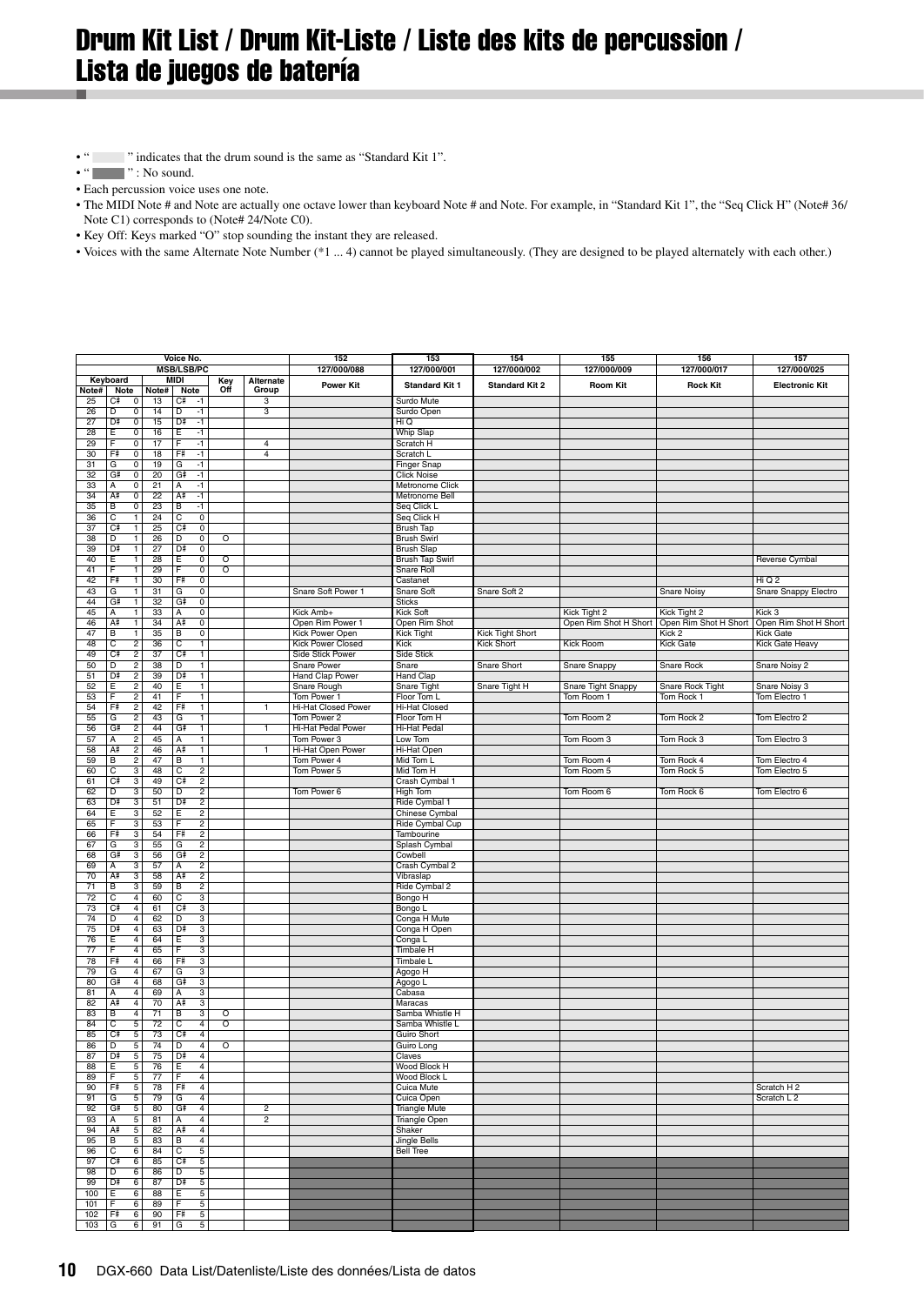# Drum Kit List / Drum Kit-Liste / Liste des kits de percussion / Lista de juegos de batería

- " " indicates that the drum sound is the same as "Standard Kit 1".
- " " : No sound.
- Each percussion voice uses one note.
- The MIDI Note # and Note are actually one octave lower than keyboard Note # and Note. For example, in "Standard Kit 1", the "Seq Click H" (Note# 36/ Note C1) corresponds to (Note# 24/Note C0).
- Key Off: Keys marked "O" stop sounding the instant they are released.
- Voices with the same Alternate Note Number (*1 ... 4) cannot be played simultaneously. (They are designed to be played alternately with each other.)

| Keyboard | | | MIDI | | | Key Off | Alternate Group | 152 | 153 | 154 | 155 | 156 | 157 |
|---|---|---|---|---|---|---|---|---|---|---|---|---|---|
| | | | | | | | MSB/LSB/PC | 127/000/088 | 127/000/001 | 127/000/002 | 127/000/009 | 127/000/017 | 127/000/025 |
| Note# | Note | | Note# | Note | | | | Power Kit | Standard Kit 1 | Standard Kit 2 | Room Kit | Rock Kit | Electronic Kit |
| 25 | C# | 0 | 13 | C# | -1 | | 3 | | Surdo Mute | | | | |
| 26 | D | 0 | 14 | D | -1 | | 3 | | Surdo Open | | | | |
| 27 | D# | 0 | 15 | D# | -1 | | | | Hi Q | | | | |
| 28 | E | 0 | 16 | E | -1 | | | | Whip Slap | | | | |
| 29 | F | 0 | 17 | F | -1 | | 4 | | Scratch H | | | | |
| 30 | F# | 0 | 18 | F# | -1 | | 4 | | Scratch L | | | | |
| 31 | G | 0 | 19 | G | -1 | | | | Finger Snap | | | | |
| 32 | G# | 0 | 20 | G# | -1 | | | | Click Noise | | | | |
| 33 | A | 0 | 21 | A | -1 | | | | Metronome Click | | | | |
| 34 | A# | 0 | 22 | A# | -1 | | | | Metronome Bell | | | | |
| 35 | B | 0 | 23 | B | -1 | | | | Seq Click L | | | | |
| 36 | C | 1 | 24 | C | 0 | | | | Seq Click H | | | | |
| 37 | C# | 1 | 25 | C# | 0 | | | | Brush Tap | | | | |
| 38 | D | 1 | 26 | D | 0 | O | | | Brush Swirl | | | | |
| 39 | D# | 1 | 27 | D# | 0 | | | | Brush Slap | | | | |
| 40 | E | 1 | 28 | E | 0 | O | | | Brush Tap Swirl | | | | Reverse Cymbal |
| 41 | F | 1 | 29 | F | 0 | O | | | Snare Roll | | | | |
| 42 | F# | 1 | 30 | F# | 0 | | | | Castanet | | | | Hi Q 2 |
| 43 | G | 1 | 31 | G | 0 | | | Snare Soft Power 1 | Snare Soft | Snare Soft 2 | | Snare Noisy | Snare Snappy Electro |
| 44 | G# | 1 | 32 | G# | 0 | | | | Sticks | | | | |
| 45 | A | 1 | 33 | A | 0 | | | Kick Amb+ | Kick Soft | | Kick Tight 2 | Kick Tight 2 | Kick 3 |
| 46 | A# | 1 | 34 | A# | 0 | | | Open Rim Power 1 | Open Rim Shot | | Open Rim Shot H Short | Open Rim Shot H Short | Open Rim Shot H Short |
| 47 | B | 1 | 35 | B | 0 | | | Kick Power Open | Kick Tight | Kick Tight Short | | Kick 2 | Kick Gate |
| 48 | C | 2 | 36 | C | 1 | | | Kick Power Closed | Kick | Kick Short | Kick Room | Kick Gate | Kick Gate Heavy |
| 49 | C# | 2 | 37 | C# | 1 | | | Side Stick Power | Side Stick | | | | |
| 50 | D | 2 | 38 | D | 1 | | | Snare Power | Snare | Snare Short | Snare Snappy | Snare Rock | Snare Noisy 2 |
| 51 | D# | 2 | 39 | D# | 1 | | | Hand Clap Power | Hand Clap | | | | |
| 52 | E | 2 | 40 | E | 1 | | | Snare Rough | Snare Tight | Snare Tight H | Snare Tight Snappy | Snare Rock Tight | Snare Noisy 3 |
| 53 | F | 2 | 41 | F | 1 | | | Tom Power 1 | Floor Tom L | | Tom Room 1 | Tom Rock 1 | Tom Electro 1 |
| 54 | F# | 2 | 42 | F# | 1 | | 1 | Hi-Hat Closed Power | Hi-Hat Closed | | | | |
| 55 | G | 2 | 43 | G | 1 | | | Tom Power 2 | Floor Tom H | | Tom Room 2 | Tom Rock 2 | Tom Electro 2 |
| 56 | G# | 2 | 44 | G# | 1 | | 1 | Hi-Hat Pedal Power | Hi-Hat Pedal | | | | |
| 57 | A | 2 | 45 | A | 1 | | | Tom Power 3 | Low Tom | | Tom Room 3 | Tom Rock 3 | Tom Electro 3 |
| 58 | A# | 2 | 46 | A# | 1 | | 1 | Hi-Hat Open Power | Hi-Hat Open | | | | |
| 59 | B | 2 | 47 | B | 1 | | | Tom Power 4 | Mid Tom L | | Tom Room 4 | Tom Rock 4 | Tom Electro 4 |
| 60 | C | 3 | 48 | C | 2 | | | Tom Power 5 | Mid Tom H | | Tom Room 5 | Tom Rock 5 | Tom Electro 5 |
| 61 | C# | 3 | 49 | C# | 2 | | | | Crash Cymbal 1 | | | | |
| 62 | D | 3 | 50 | D | 2 | | | Tom Power 6 | High Tom | | Tom Room 6 | Tom Rock 6 | Tom Electro 6 |
| 63 | D# | 3 | 51 | D# | 2 | | | | Ride Cymbal 1 | | | | |
| 64 | E | 3 | 52 | E | 2 | | | | Chinese Cymbal | | | | |
| 65 | F | 3 | 53 | F | 2 | | | | Ride Cymbal Cup | | | | |
| 66 | F# | 3 | 54 | F# | 2 | | | | Tambourine | | | | |
| 67 | G | 3 | 55 | G | 2 | | | | Splash Cymbal | | | | |
| 68 | G# | 3 | 56 | G# | 2 | | | | Cowbell | | | | |
| 69 | A | 3 | 57 | A | 2 | | | | Crash Cymbal 2 | | | | |
| 70 | A# | 3 | 58 | A# | 2 | | | | Vibraslap | | | | |
| 71 | B | 3 | 59 | B | 2 | | | | Ride Cymbal 2 | | | | |
| 72 | C | 4 | 60 | C | 3 | | | | Bongo H | | | | |
| 73 | C# | 4 | 61 | C# | 3 | | | | Bongo L | | | | |
| 74 | D | 4 | 62 | D | 3 | | | | Conga H Mute | | | | |
| 75 | D# | 4 | 63 | D# | 3 | | | | Conga H Open | | | | |
| 76 | E | 4 | 64 | E | 3 | | | | Conga L | | | | |
| 77 | F | 4 | 65 | F | 3 | | | | Timbale H | | | | |
| 78 | F# | 4 | 66 | F# | 3 | | | | Timbale L | | | | |
| 79 | G | 4 | 67 | G | 3 | | | | Agogo H | | | | |
| 80 | G# | 4 | 68 | G# | 3 | | | | Agogo L | | | | |
| 81 | A | 4 | 69 | A | 3 | | | | Cabasa | | | | |
| 82 | A# | 4 | 70 | A# | 3 | | | | Maracas | | | | |
| 83 | B | 4 | 71 | B | 3 | O | | | Samba Whistle H | | | | |
| 84 | C | 5 | 72 | C | 4 | O | | | Samba Whistle L | | | | |
| 85 | C# | 5 | 73 | C# | 4 | | | | Guiro Short | | | | |
| 86 | D | 5 | 74 | D | 4 | O | | | Guiro Long | | | | |
| 87 | D# | 5 | 75 | D# | 4 | | | | Claves | | | | |
| 88 | E | 5 | 76 | E | 4 | | | | Wood Block H | | | | |
| 89 | F | 5 | 77 | F | 4 | | | | Wood Block L | | | | |
| 90 | F# | 5 | 78 | F# | 4 | | | | Cuica Mute | | | | Scratch H 2 |
| 91 | G | 5 | 79 | G | 4 | | | | Cuica Open | | | | Scratch L 2 |
| 92 | G# | 5 | 80 | G# | 4 | | 2 | | Triangle Mute | | | | |
| 93 | A | 5 | 81 | A | 4 | | 2 | | Triangle Open | | | | |
| 94 | A# | 5 | 82 | A# | 4 | | | | Shaker | | | | |
| 95 | B | 5 | 83 | B | 4 | | | | Jingle Bells | | | | |
| 96 | C | 6 | 84 | C | 5 | | | | Bell Tree | | | | |
| 97 | C# | 6 | 85 | C# | 5 | | | | | | | | |
| 98 | D | 6 | 86 | D | 5 | | | | | | | | |
| 99 | D# | 6 | 87 | D# | 5 | | | | | | | | |
| 100 | E | 6 | 88 | E | 5 | | | | | | | | |
| 101 | F | 6 | 89 | F | 5 | | | | | | | | |
| 102 | F# | 6 | 90 | F# | 5 | | | | | | | | |
| 103 | G | 6 | 91 | G | 5 | | | | | | | | |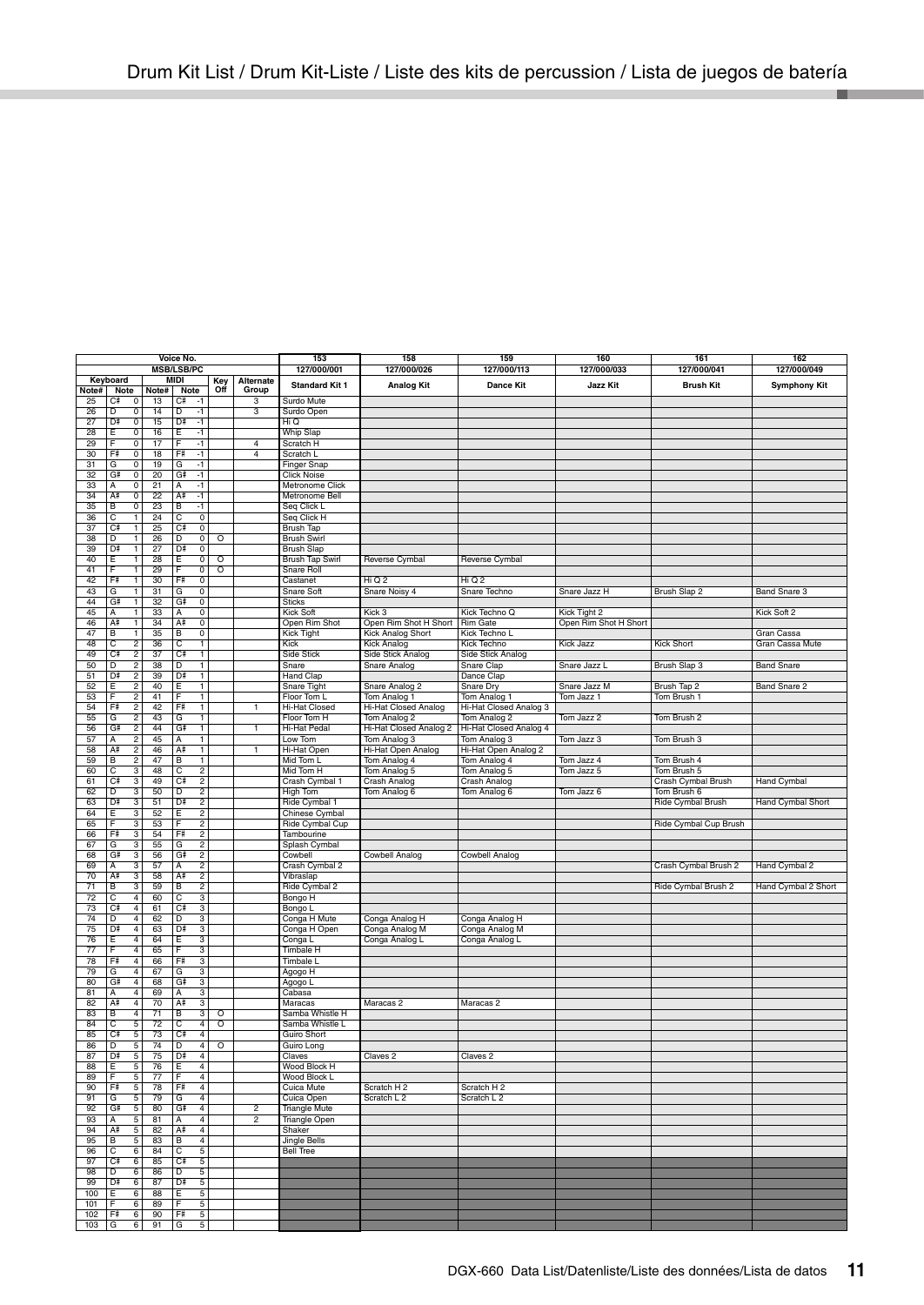# Drum Kit List / Drum Kit-Liste / Liste des kits de percussion / Lista de juegos de batería

| Voice No. | | | | | | | 153 | 158 | 159 | 160 | 161 | 162 |
|---|---|---|---|---|---|---|---|---|---|---|---|---|
| MSB/LSB/PC | | | | | | | 127/000/001 | 127/000/026 | 127/000/113 | 127/000/033 | 127/000/041 | 127/000/049 |
| Keyboard | | MIDI | | Key Off | Alternate Group | | Standard Kit 1 | Analog Kit | Dance Kit | Jazz Kit | Brush Kit | Symphony Kit |
| Note# | Note | Note# | Note | | | | | | | | | |
| 25 | C# 0 | 13 | C# -1 | | 3 | | Surdo Mute | | | | | |
| 26 | D 0 | 14 | D -1 | | 3 | | Surdo Open | | | | | |
| 27 | D# 0 | 15 | D# -1 | | | | Hi Q | | | | | |
| 28 | E 0 | 16 | E -1 | | | | Whip Slap | | | | | |
| 29 | F 0 | 17 | F -1 | | 4 | | Scratch H | | | | | |
| 30 | F# 0 | 18 | F# -1 | | 4 | | Scratch L | | | | | |
| 31 | G 0 | 19 | G -1 | | | | Finger Snap | | | | | |
| 32 | G# 0 | 20 | G# -1 | | | | Click Noise | | | | | |
| 33 | A 0 | 21 | A -1 | | | | Metronome Click | | | | | |
| 34 | A# 0 | 22 | A# -1 | | | | Metronome Bell | | | | | |
| 35 | B 0 | 23 | B -1 | | | | Seq Click L | | | | | |
| 36 | C 1 | 24 | C 0 | | | | Seq Click H | | | | | |
| 37 | C# 1 | 25 | C# 0 | | | | Brush Tap | | | | | |
| 38 | D 1 | 26 | D 0 | O | | | Brush Swirl | | | | | |
| 39 | D# 1 | 27 | D# 0 | | | | Brush Slap | | | | | |
| 40 | E 1 | 28 | E 0 | O | | | Brush Tap Swirl | Reverse Cymbal | Reverse Cymbal | | | |
| 41 | F 1 | 29 | F 0 | O | | | Snare Roll | | | | | |
| 42 | F# 1 | 30 | F# 0 | | | | Castanet | Hi Q 2 | Hi Q 2 | | | |
| 43 | G 1 | 31 | G 0 | | | | Snare Soft | Snare Noisy 4 | Snare Techno | Snare Jazz H | Brush Slap 2 | Band Snare 3 |
| 44 | G# 1 | 32 | G# 0 | | | | Sticks | | | | | |
| 45 | A 1 | 33 | A 0 | | | | Kick Soft | Kick 3 | Kick Techno Q | Kick Tight 2 | | Kick Soft 2 |
| 46 | A# 1 | 34 | A# 0 | | | | Open Rim Shot | Open Rim Shot H Short | Rim Gate | Open Rim Shot H Short | | |
| 47 | B 1 | 35 | B 0 | | | | Kick Tight | Kick Analog Short | Kick Techno L | | | Gran Cassa |
| 48 | C 2 | 36 | C 1 | | | | Kick | Kick Analog | Kick Techno | Kick Jazz | Kick Short | Gran Cassa Mute |
| 49 | C# 2 | 37 | C# 1 | | | | Side Stick | Side Stick Analog | Side Stick Analog | | | |
| 50 | D 2 | 38 | D 1 | | | | Snare | Snare Analog | Snare Clap | Snare Jazz L | Brush Slap 3 | Band Snare |
| 51 | D# 2 | 39 | D# 1 | | | | Hand Clap | | Dance Clap | | | |
| 52 | E 2 | 40 | E 1 | | | | Snare Tight | Snare Analog 2 | Snare Dry | Snare Jazz M | Brush Tap 2 | Band Snare 2 |
| 53 | F 2 | 41 | F 1 | | | | Floor Tom L | Tom Analog 1 | Tom Analog 1 | Tom Jazz 1 | Tom Brush 1 | |
| 54 | F# 2 | 42 | F# 1 | | 1 | | Hi-Hat Closed | Hi-Hat Closed Analog | Hi-Hat Closed Analog 3 | | | |
| 55 | G 2 | 43 | G 1 | | | | Floor Tom H | Tom Analog 2 | Tom Analog 2 | Tom Jazz 2 | Tom Brush 2 | |
| 56 | G# 2 | 44 | G# 1 | | 1 | | Hi-Hat Pedal | Hi-Hat Closed Analog 2 | Hi-Hat Closed Analog 4 | | | |
| 57 | A 2 | 45 | A 1 | | | | Low Tom | Tom Analog 3 | Tom Analog 3 | Tom Jazz 3 | Tom Brush 3 | |
| 58 | A# 2 | 46 | A# 1 | | 1 | | Hi-Hat Open | Hi-Hat Open Analog | Hi-Hat Open Analog 2 | | | |
| 59 | B 2 | 47 | B 1 | | | | Mid Tom L | Tom Analog 4 | Tom Analog 4 | Tom Jazz 4 | Tom Brush 4 | |
| 60 | C 3 | 48 | C 2 | | | | Mid Tom H | Tom Analog 5 | Tom Analog 5 | Tom Jazz 5 | Tom Brush 5 | |
| 61 | C# 3 | 49 | C# 2 | | | | Crash Cymbal 1 | Crash Analog | Crash Analog | | Crash Cymbal Brush | Hand Cymbal |
| 62 | D 3 | 50 | D 2 | | | | High Tom | Tom Analog 6 | Tom Analog 6 | Tom Jazz 6 | Tom Brush 6 | |
| 63 | D# 3 | 51 | D# 2 | | | | Ride Cymbal 1 | | | | Ride Cymbal Brush | Hand Cymbal Short |
| 64 | E 3 | 52 | E 2 | | | | Chinese Cymbal | | | | | |
| 65 | F 3 | 53 | F 2 | | | | Ride Cymbal Cup | | | | Ride Cymbal Cup Brush | |
| 66 | F# 3 | 54 | F# 2 | | | | Tambourine | | | | | |
| 67 | G 3 | 55 | G 2 | | | | Splash Cymbal | | | | | |
| 68 | G# 3 | 56 | G# 2 | | | | Cowbell | Cowbell Analog | Cowbell Analog | | | |
| 69 | A 3 | 57 | A 2 | | | | Crash Cymbal 2 | | | | Crash Cymbal Brush 2 | Hand Cymbal 2 |
| 70 | A# 3 | 58 | A# 2 | | | | Vibraslap | | | | | |
| 71 | B 3 | 59 | B 2 | | | | Ride Cymbal 2 | | | | Ride Cymbal Brush 2 | Hand Cymbal 2 Short |
| 72 | C 4 | 60 | C 3 | | | | Bongo H | | | | | |
| 73 | C# 4 | 61 | C# 3 | | | | Bongo L | | | | | |
| 74 | D 4 | 62 | D 3 | | | | Conga H Mute | Conga Analog H | Conga Analog H | | | |
| 75 | D# 4 | 63 | D# 3 | | | | Conga H Open | Conga Analog M | Conga Analog M | | | |
| 76 | E 4 | 64 | E 3 | | | | Conga L | Conga Analog L | Conga Analog L | | | |
| 77 | F 4 | 65 | F 3 | | | | Timbale H | | | | | |
| 78 | F# 4 | 66 | F# 3 | | | | Timbale L | | | | | |
| 79 | G 4 | 67 | G 3 | | | | Agogo H | | | | | |
| 80 | G# 4 | 68 | G# 3 | | | | Agogo L | | | | | |
| 81 | A 4 | 69 | A 3 | | | | Cabasa | | | | | |
| 82 | A# 4 | 70 | A# 3 | | | | Maracas | Maracas 2 | Maracas 2 | | | |
| 83 | B 4 | 71 | B 3 | O | | | Samba Whistle H | | | | | |
| 84 | C 5 | 72 | C 4 | O | | | Samba Whistle L | | | | | |
| 85 | C# 5 | 73 | C# 4 | | | | Guiro Short | | | | | |
| 86 | D 5 | 74 | D 4 | O | | | Guiro Long | | | | | |
| 87 | D# 5 | 75 | D# 4 | | | | Claves | Claves 2 | Claves 2 | | | |
| 88 | E 5 | 76 | E 4 | | | | Wood Block H | | | | | |
| 89 | F 5 | 77 | F 4 | | | | Wood Block L | | | | | |
| 90 | F# 5 | 78 | F# 4 | | | | Cuica Mute | Scratch H 2 | Scratch H 2 | | | |
| 91 | G 5 | 79 | G 4 | | | | Cuica Open | Scratch L 2 | Scratch L 2 | | | |
| 92 | G# 5 | 80 | G# 4 | | 2 | | Triangle Mute | | | | | |
| 93 | A 5 | 81 | A 4 | | 2 | | Triangle Open | | | | | |
| 94 | A# 5 | 82 | A# 4 | | | | Shaker | | | | | |
| 95 | B 5 | 83 | B 4 | | | | Jingle Bells | | | | | |
| 96 | C 6 | 84 | C 5 | | | | Bell Tree | | | | | |
| 97 | C# 6 | 85 | C# 5 | | | | | | | | | |
| 98 | D 6 | 86 | D 5 | | | | | | | | | |
| 99 | D# 6 | 87 | D# 5 | | | | | | | | | |
| 100 | E 6 | 88 | E 5 | | | | | | | | | |
| 101 | F 6 | 89 | F 5 | | | | | | | | | |
| 102 | F# 6 | 90 | F# 5 | | | | | | | | | |
| 103 | G 6 | 91 | G 5 | | | | | | | | | |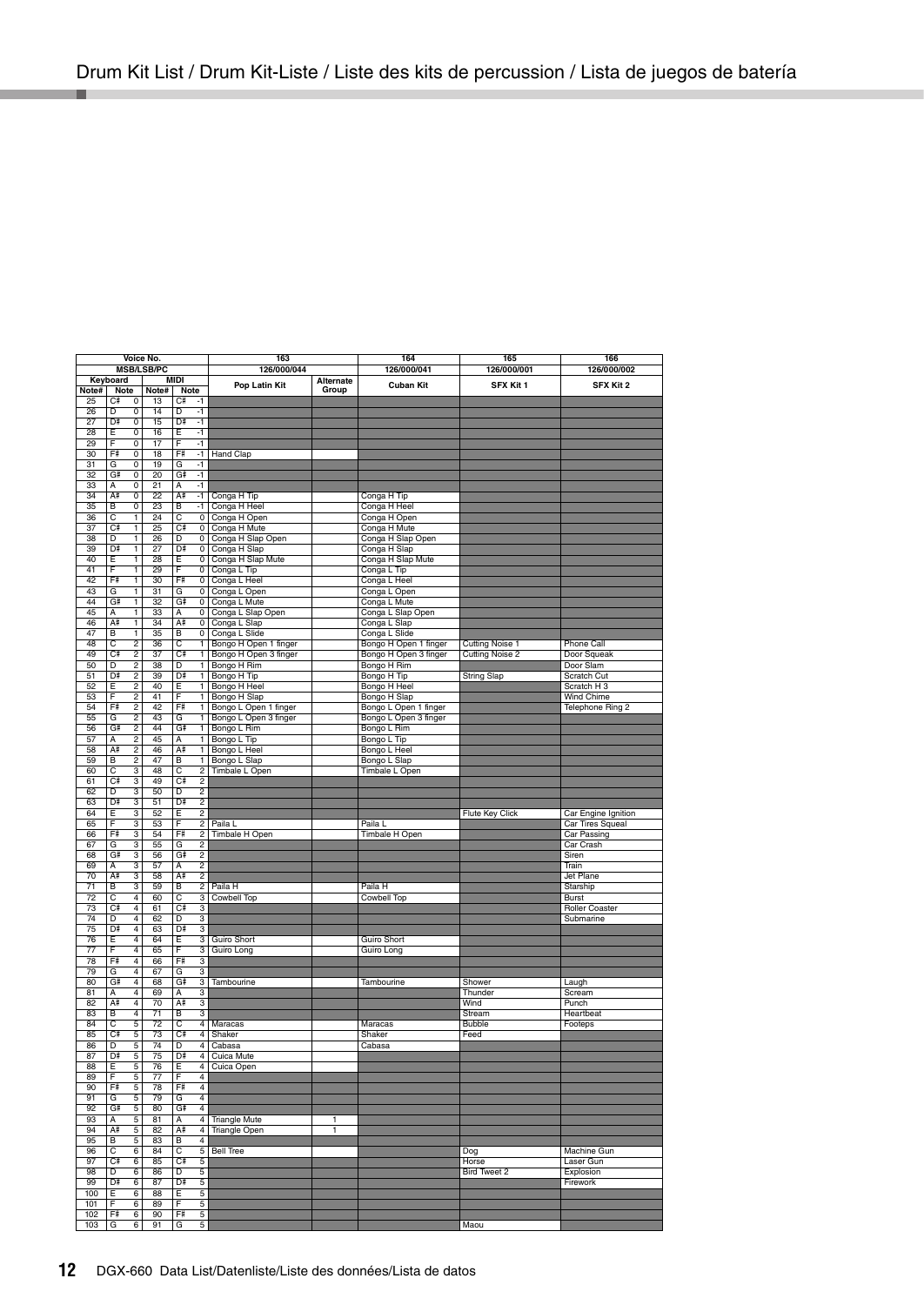# Drum Kit List / Drum Kit-Liste / Liste des kits de percussion / Lista de juegos de batería

| Voice No. | | | | | 163 | | 164 | 165 | 166 |
|---|---|---|---|---|---|---|---|---|---|
| MSB/LSB/PC | | | | | 126/000/044 | | 126/000/041 | 126/000/001 | 126/000/002 |
| Keyboard | | MIDI | | | Pop Latin Kit | Alternate Group | Cuban Kit | SFX Kit 1 | SFX Kit 2 |
| Note# | Note | | Note# | Note | | | | | |
| 25 | C# | 0 | 13 | C# -1 | | | | | |
| 26 | D | 0 | 14 | D -1 | | | | | |
| 27 | D# | 0 | 15 | D# -1 | | | | | |
| 28 | E | 0 | 16 | E -1 | | | | | |
| 29 | F | 0 | 17 | F -1 | | | | | |
| 30 | F# | 0 | 18 | F# -1 | Hand Clap | | | | |
| 31 | G | 0 | 19 | G -1 | | | | | |
| 32 | G# | 0 | 20 | G# -1 | | | | | |
| 33 | A | 0 | 21 | A -1 | | | | | |
| 34 | A# | 0 | 22 | A# -1 | Conga H Tip | | Conga H Tip | | |
| 35 | B | 0 | 23 | B -1 | Conga H Heel | | Conga H Heel | | |
| 36 | C | 1 | 24 | C 0 | Conga H Open | | Conga H Open | | |
| 37 | C# | 1 | 25 | C# 0 | Conga H Mute | | Conga H Mute | | |
| 38 | D | 1 | 26 | D 0 | Conga H Slap Open | | Conga H Slap Open | | |
| 39 | D# | 1 | 27 | D# 0 | Conga H Slap | | Conga H Slap | | |
| 40 | E | 1 | 28 | E 0 | Conga H Slap Mute | | Conga H Slap Mute | | |
| 41 | F | 1 | 29 | F 0 | Conga L Tip | | Conga L Tip | | |
| 42 | F# | 1 | 30 | F# 0 | Conga L Heel | | Conga L Heel | | |
| 43 | G | 1 | 31 | G 0 | Conga L Open | | Conga L Open | | |
| 44 | G# | 1 | 32 | G# 0 | Conga L Mute | | Conga L Mute | | |
| 45 | A | 1 | 33 | A 0 | Conga L Slap Open | | Conga L Slap Open | | |
| 46 | A# | 1 | 34 | A# 0 | Conga L Slap | | Conga L Slap | | |
| 47 | B | 1 | 35 | B 0 | Conga L Slide | | Conga L Slide | | |
| 48 | C | 2 | 36 | C 1 | Bongo H Open 1 finger | | Bongo H Open 1 finger | Cutting Noise 1 | Phone Call |
| 49 | C# | 2 | 37 | C# 1 | Bongo H Open 3 finger | | Bongo H Open 3 finger | Cutting Noise 2 | Door Squeak |
| 50 | D | 2 | 38 | D 1 | Bongo H Rim | | Bongo H Rim | | Door Slam |
| 51 | D# | 2 | 39 | D# 1 | Bongo H Tip | | Bongo H Tip | String Slap | Scratch Cut |
| 52 | E | 2 | 40 | E 1 | Bongo H Heel | | Bongo H Heel | | Scratch H 3 |
| 53 | F | 2 | 41 | F 1 | Bongo H Slap | | Bongo H Slap | | Wind Chime |
| 54 | F# | 2 | 42 | F# 1 | Bongo L Open 1 finger | | Bongo L Open 1 finger | | Telephone Ring 2 |
| 55 | G | 2 | 43 | G 1 | Bongo L Open 3 finger | | Bongo L Open 3 finger | | |
| 56 | G# | 2 | 44 | G# 1 | Bongo L Rim | | Bongo L Rim | | |
| 57 | A | 2 | 45 | A 1 | Bongo L Tip | | Bongo L Tip | | |
| 58 | A# | 2 | 46 | A# 1 | Bongo L Heel | | Bongo L Heel | | |
| 59 | B | 2 | 47 | B 1 | Bongo L Slap | | Bongo L Slap | | |
| 60 | C | 3 | 48 | C 2 | Timbale L Open | | Timbale L Open | | |
| 61 | C# | 3 | 49 | C# 2 | | | | | |
| 62 | D | 3 | 50 | D 2 | | | | | |
| 63 | D# | 3 | 51 | D# 2 | | | | | |
| 64 | E | 3 | 52 | E 2 | | | | Flute Key Click | Car Engine Ignition |
| 65 | F | 3 | 53 | F 2 | Paila L | | Paila L | | Car Tires Squeal |
| 66 | F# | 3 | 54 | F# 2 | Timbale H Open | | Timbale H Open | | Car Passing |
| 67 | G | 3 | 55 | G 2 | | | | | Car Crash |
| 68 | G# | 3 | 56 | G# 2 | | | | | Siren |
| 69 | A | 3 | 57 | A 2 | | | | | Train |
| 70 | A# | 3 | 58 | A# 2 | | | | | Jet Plane |
| 71 | B | 3 | 59 | B 2 | Paila H | | Paila H | | Starship |
| 72 | C | 4 | 60 | C 3 | Cowbell Top | | Cowbell Top | | Burst |
| 73 | C# | 4 | 61 | C# 3 | | | | | Roller Coaster |
| 74 | D | 4 | 62 | D 3 | | | | | Submarine |
| 75 | D# | 4 | 63 | D# 3 | | | | | |
| 76 | E | 4 | 64 | E 3 | Guiro Short | | Guiro Short | | |
| 77 | F | 4 | 65 | F 3 | Guiro Long | | Guiro Long | | |
| 78 | F# | 4 | 66 | F# 3 | | | | | |
| 79 | G | 4 | 67 | G 3 | | | | | |
| 80 | G# | 4 | 68 | G# 3 | Tambourine | | Tambourine | Shower | Laugh |
| 81 | A | 4 | 69 | A 3 | | | | Thunder | Scream |
| 82 | A# | 4 | 70 | A# 3 | | | | Wind | Punch |
| 83 | B | 4 | 71 | B 3 | | | | Stream | Heartbeat |
| 84 | C | 5 | 72 | C 4 | Maracas | | Maracas | Bubble | Footeps |
| 85 | C# | 5 | 73 | C# 4 | Shaker | | Shaker | Feed | |
| 86 | D | 5 | 74 | D 4 | Cabasa | | Cabasa | | |
| 87 | D# | 5 | 75 | D# 4 | Cuica Mute | | | | |
| 88 | E | 5 | 76 | E 4 | Cuica Open | | | | |
| 89 | F | 5 | 77 | F 4 | | | | | |
| 90 | F# | 5 | 78 | F# 4 | | | | | |
| 91 | G | 5 | 79 | G 4 | | | | | |
| 92 | G# | 5 | 80 | G# 4 | | | | | |
| 93 | A | 5 | 81 | A 4 | Triangle Mute | 1 | | | |
| 94 | A# | 5 | 82 | A# 4 | Triangle Open | 1 | | | |
| 95 | B | 5 | 83 | B 4 | | | | | |
| 96 | C | 6 | 84 | C 5 | Bell Tree | | | Dog | Machine Gun |
| 97 | C# | 6 | 85 | C# 5 | | | | Horse | Laser Gun |
| 98 | D | 6 | 86 | D 5 | | | | Bird Tweet 2 | Explosion |
| 99 | D# | 6 | 87 | D# 5 | | | | | Firework |
| 100 | E | 6 | 88 | E 5 | | | | | |
| 101 | F | 6 | 89 | F 5 | | | | | |
| 102 | F# | 6 | 90 | F# 5 | | | | | |
| 103 | G | 6 | 91 | G 5 | | | | Maou | |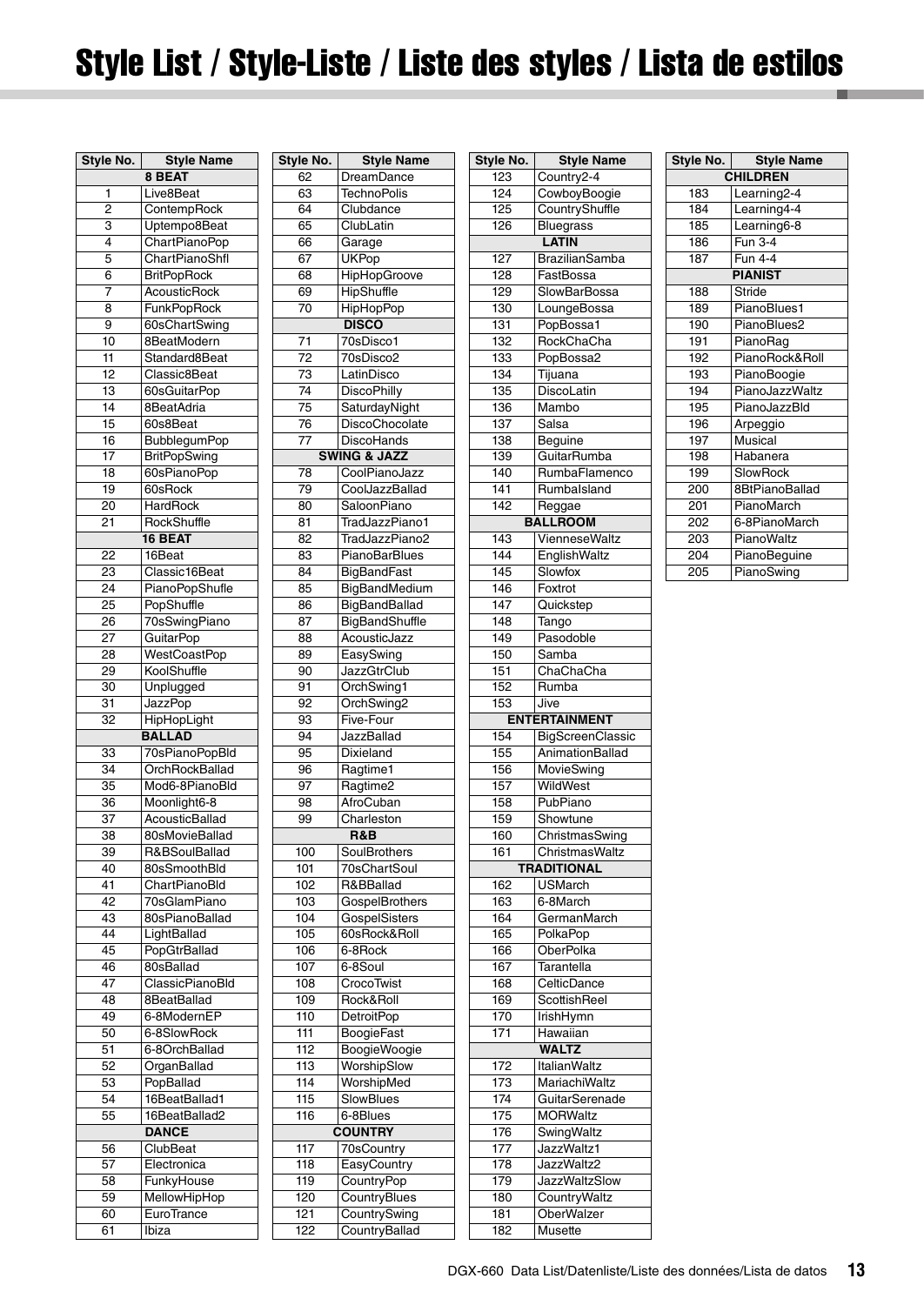# Style List / Style-Liste / Liste des styles / Lista de estilos

| Style No. | Style Name |
|---|---|
| | **8 BEAT** |
| 1 | Live8Beat |
| 2 | ContempRock |
| 3 | Uptempo8Beat |
| 4 | ChartPianoPop |
| 5 | ChartPianoShfl |
| 6 | BritPopRock |
| 7 | AcousticRock |
| 8 | FunkPopRock |
| 9 | 60sChartSwing |
| 10 | 8BeatModern |
| 11 | Standard8Beat |
| 12 | Classic8Beat |
| 13 | 60sGuitarPop |
| 14 | 8BeatAdria |
| 15 | 60s8Beat |
| 16 | BubblegumPop |
| 17 | BritPopSwing |
| 18 | 60sPianoPop |
| 19 | 60sRock |
| 20 | HardRock |
| 21 | RockShuffle |
| | **16 BEAT** |
| 22 | 16Beat |
| 23 | Classic16Beat |
| 24 | PianoPopShufle |
| 25 | PopShuffle |
| 26 | 70sSwingPiano |
| 27 | GuitarPop |
| 28 | WestCoastPop |
| 29 | KoolShuffle |
| 30 | Unplugged |
| 31 | JazzPop |
| 32 | HipHopLight |
| | **BALLAD** |
| 33 | 70sPianoPopBld |
| 34 | OrchRockBallad |
| 35 | Mod6-8PianoBld |
| 36 | Moonlight6-8 |
| 37 | AcousticBallad |
| 38 | 80sMovieBallad |
| 39 | R&BSoulBallad |
| 40 | 80sSmoothBld |
| 41 | ChartPianoBld |
| 42 | 70sGlamPiano |
| 43 | 80sPianoBallad |
| 44 | LightBallad |
| 45 | PopGtrBallad |
| 46 | 80sBallad |
| 47 | ClassicPianoBld |
| 48 | 8BeatBallad |
| 49 | 6-8ModernEP |
| 50 | 6-8SlowRock |
| 51 | 6-8OrchBallad |
| 52 | OrganBallad |
| 53 | PopBallad |
| 54 | 16BeatBallad1 |
| 55 | 16BeatBallad2 |
| | **DANCE** |
| 56 | ClubBeat |
| 57 | Electronica |
| 58 | FunkyHouse |
| 59 | MellowHipHop |
| 60 | EuroTrance |
| 61 | Ibiza |
| 62 | DreamDance |
| 63 | TechnoPolis |
| 64 | Clubdance |
| 65 | ClubLatin |
| 66 | Garage |
| 67 | UKPop |
| 68 | HipHopGroove |
| 69 | HipShuffle |
| 70 | HipHopPop |
| | **DISCO** |
| 71 | 70sDisco1 |
| 72 | 70sDisco2 |
| 73 | LatinDisco |
| 74 | DiscoPhilly |
| 75 | SaturdayNight |
| 76 | DiscoChocolate |
| 77 | DiscoHands |
| | **SWING & JAZZ** |
| 78 | CoolPianoJazz |
| 79 | CoolJazzBallad |
| 80 | SaloonPiano |
| 81 | TradJazzPiano1 |
| 82 | TradJazzPiano2 |
| 83 | PianoBarBlues |
| 84 | BigBandFast |
| 85 | BigBandMedium |
| 86 | BigBandBallad |
| 87 | BigBandShuffle |
| 88 | AcousticJazz |
| 89 | EasySwing |
| 90 | JazzGtrClub |
| 91 | OrchSwing1 |
| 92 | OrchSwing2 |
| 93 | Five-Four |
| 94 | JazzBallad |
| 95 | Dixieland |
| 96 | Ragtime1 |
| 97 | Ragtime2 |
| 98 | AfroCuban |
| 99 | Charleston |
| | **R&B** |
| 100 | SoulBrothers |
| 101 | 70sChartSoul |
| 102 | R&BBallad |
| 103 | GospelBrothers |
| 104 | GospelSisters |
| 105 | 60sRock&Roll |
| 106 | 6-8Rock |
| 107 | 6-8Soul |
| 108 | CrocoTwist |
| 109 | Rock&Roll |
| 110 | DetroitPop |
| 111 | BoogieFast |
| 112 | BoogieWoogie |
| 113 | WorshipSlow |
| 114 | WorshipMed |
| 115 | SlowBlues |
| 116 | 6-8Blues |
| | **COUNTRY** |
| 117 | 70sCountry |
| 118 | EasyCountry |
| 119 | CountryPop |
| 120 | CountryBlues |
| 121 | CountrySwing |
| 122 | CountryBallad |
| 123 | Country2-4 |
| 124 | CowboyBoogie |
| 125 | CountryShuffle |
| 126 | Bluegrass |
| | **LATIN** |
| 127 | BrazilianSamba |
| 128 | FastBossa |
| 129 | SlowBarBossa |
| 130 | LoungeBossa |
| 131 | PopBossa1 |
| 132 | RockChaCha |
| 133 | PopBossa2 |
| 134 | Tijuana |
| 135 | DiscoLatin |
| 136 | Mambo |
| 137 | Salsa |
| 138 | Beguine |
| 139 | GuitarRumba |
| 140 | RumbaFlamenco |
| 141 | RumbaIsland |
| 142 | Reggae |
| | **BALLROOM** |
| 143 | VienneseWaltz |
| 144 | EnglishWaltz |
| 145 | Slowfox |
| 146 | Foxtrot |
| 147 | Quickstep |
| 148 | Tango |
| 149 | Pasodoble |
| 150 | Samba |
| 151 | ChaChaCha |
| 152 | Rumba |
| 153 | Jive |
| | **ENTERTAINMENT** |
| 154 | BigScreenClassic |
| 155 | AnimationBallad |
| 156 | MovieSwing |
| 157 | WildWest |
| 158 | PubPiano |
| 159 | Showtune |
| 160 | ChristmasSwing |
| 161 | ChristmasWaltz |
| | **TRADITIONAL** |
| 162 | USMarch |
| 163 | 6-8March |
| 164 | GermanMarch |
| 165 | PolkaPop |
| 166 | OberPolka |
| 167 | Tarantella |
| 168 | CelticDance |
| 169 | ScottishReel |
| 170 | IrishHymn |
| 171 | Hawaiian |
| | **WALTZ** |
| 172 | ItalianWaltz |
| 173 | MariachiWaltz |
| 174 | GuitarSerenade |
| 175 | MORWaltz |
| 176 | SwingWaltz |
| 177 | JazzWaltz1 |
| 178 | JazzWaltz2 |
| 179 | JazzWaltzSlow |
| 180 | CountryWaltz |
| 181 | OberWalzer |
| 182 | Musette |
| | **CHILDREN** |
| 183 | Learning2-4 |
| 184 | Learning4-4 |
| 185 | Learning6-8 |
| 186 | Fun 3-4 |
| 187 | Fun 4-4 |
| | **PIANIST** |
| 188 | Stride |
| 189 | PianoBlues1 |
| 190 | PianoBlues2 |
| 191 | PianoRag |
| 192 | PianoRock&Roll |
| 193 | PianoBoogie |
| 194 | PianoJazzWaltz |
| 195 | PianoJazzBld |
| 196 | Arpeggio |
| 197 | Musical |
| 198 | Habanera |
| 199 | SlowRock |
| 200 | 8BtPianoBallad |
| 201 | PianoMarch |
| 202 | 6-8PianoMarch |
| 203 | PianoWaltz |
| 204 | PianoBeguine |
| 205 | PianoSwing |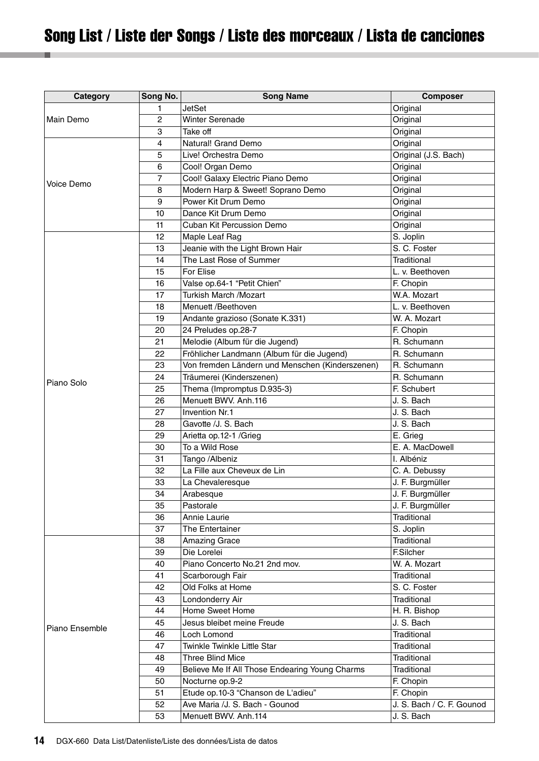# Song List / Liste der Songs / Liste des morceaux / Lista de canciones

| Category | Song No. | Song Name | Composer |
|---|---|---|---|
| Main Demo | 1 | JetSet | Original |
| | 2 | Winter Serenade | Original |
| | 3 | Take off | Original |
| Voice Demo | 4 | Natural! Grand Demo | Original |
| | 5 | Live! Orchestra Demo | Original (J.S. Bach) |
| | 6 | Cool! Organ Demo | Original |
| | 7 | Cool! Galaxy Electric Piano Demo | Original |
| | 8 | Modern Harp & Sweet! Soprano Demo | Original |
| | 9 | Power Kit Drum Demo | Original |
| | 10 | Dance Kit Drum Demo | Original |
| | 11 | Cuban Kit Percussion Demo | Original |
| Piano Solo | 12 | Maple Leaf Rag | S. Joplin |
| | 13 | Jeanie with the Light Brown Hair | S. C. Foster |
| | 14 | The Last Rose of Summer | Traditional |
| | 15 | For Elise | L. v. Beethoven |
| | 16 | Valse op.64-1 "Petit Chien" | F. Chopin |
| | 17 | Turkish March /Mozart | W.A. Mozart |
| | 18 | Menuett /Beethoven | L. v. Beethoven |
| | 19 | Andante grazioso (Sonate K.331) | W. A. Mozart |
| | 20 | 24 Preludes op.28-7 | F. Chopin |
| | 21 | Melodie (Album für die Jugend) | R. Schumann |
| | 22 | Fröhlicher Landmann (Album für die Jugend) | R. Schumann |
| | 23 | Von fremden Ländern und Menschen (Kinderszenen) | R. Schumann |
| | 24 | Träumerei (Kinderszenen) | R. Schumann |
| | 25 | Thema (Impromptus D.935-3) | F. Schubert |
| | 26 | Menuett BWV. Anh.116 | J. S. Bach |
| | 27 | Invention Nr.1 | J. S. Bach |
| | 28 | Gavotte /J. S. Bach | J. S. Bach |
| | 29 | Arietta op.12-1 /Grieg | E. Grieg |
| | 30 | To a Wild Rose | E. A. MacDowell |
| | 31 | Tango /Albeniz | I. Albéniz |
| | 32 | La Fille aux Cheveux de Lin | C. A. Debussy |
| | 33 | La Chevaleresque | J. F. Burgmüller |
| | 34 | Arabesque | J. F. Burgmüller |
| | 35 | Pastorale | J. F. Burgmüller |
| | 36 | Annie Laurie | Traditional |
| | 37 | The Entertainer | S. Joplin |
| Piano Ensemble | 38 | Amazing Grace | Traditional |
| | 39 | Die Lorelei | F.Silcher |
| | 40 | Piano Concerto No.21 2nd mov. | W. A. Mozart |
| | 41 | Scarborough Fair | Traditional |
| | 42 | Old Folks at Home | S. C. Foster |
| | 43 | Londonderry Air | Traditional |
| | 44 | Home Sweet Home | H. R. Bishop |
| | 45 | Jesus bleibet meine Freude | J. S. Bach |
| | 46 | Loch Lomond | Traditional |
| | 47 | Twinkle Twinkle Little Star | Traditional |
| | 48 | Three Blind Mice | Traditional |
| | 49 | Believe Me If All Those Endearing Young Charms | Traditional |
| | 50 | Nocturne op.9-2 | F. Chopin |
| | 51 | Etude op.10-3 "Chanson de L'adieu" | F. Chopin |
| | 52 | Ave Maria /J. S. Bach - Gounod | J. S. Bach / C. F. Gounod |
| | 53 | Menuett BWV. Anh.114 | J. S. Bach |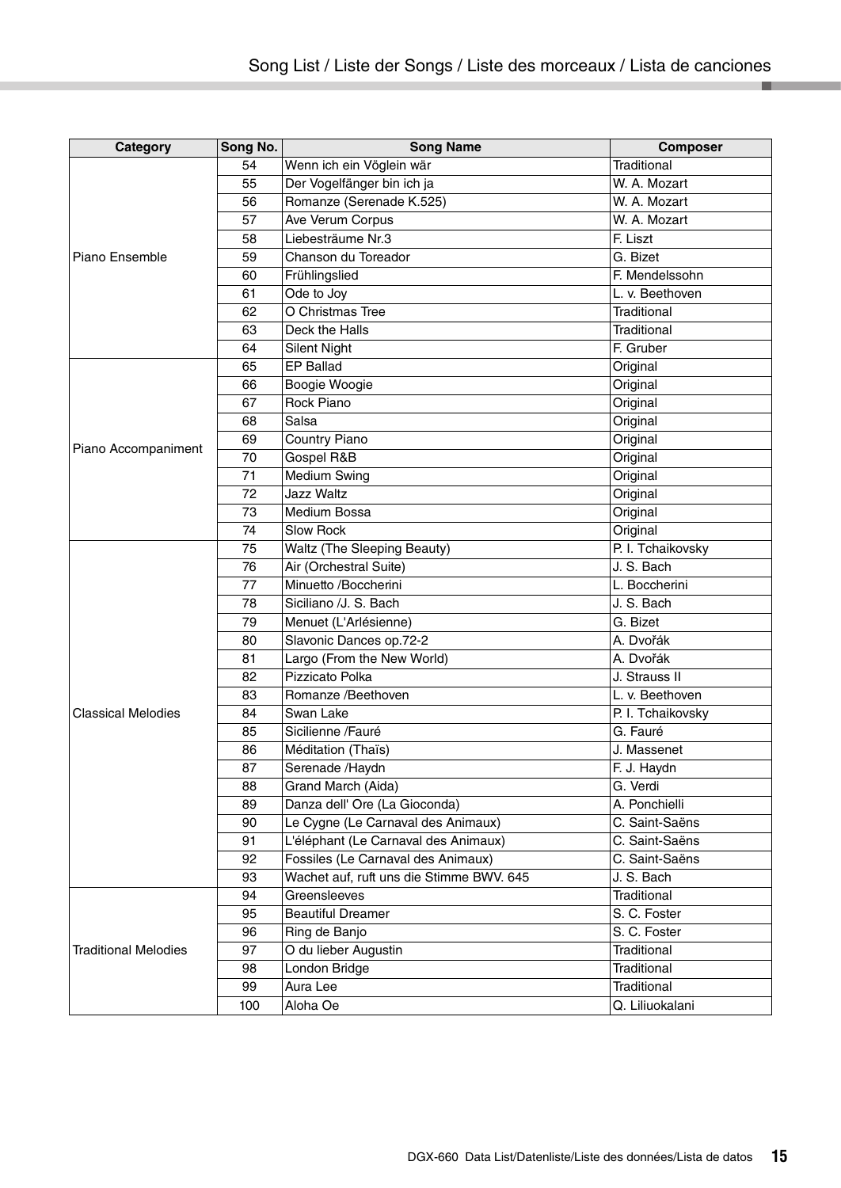## Song List / Liste der Songs / Liste des morceaux / Lista de canciones

| Category | Song No. | Song Name | Composer |
|---|---|---|---|
| Piano Ensemble | 54 | Wenn ich ein Vöglein wär | Traditional |
| | 55 | Der Vogelfänger bin ich ja | W. A. Mozart |
| | 56 | Romanze (Serenade K.525) | W. A. Mozart |
| | 57 | Ave Verum Corpus | W. A. Mozart |
| | 58 | Liebesträume Nr.3 | F. Liszt |
| | 59 | Chanson du Toreador | G. Bizet |
| | 60 | Frühlingslied | F. Mendelssohn |
| | 61 | Ode to Joy | L. v. Beethoven |
| | 62 | O Christmas Tree | Traditional |
| | 63 | Deck the Halls | Traditional |
| | 64 | Silent Night | F. Gruber |
| Piano Accompaniment | 65 | EP Ballad | Original |
| | 66 | Boogie Woogie | Original |
| | 67 | Rock Piano | Original |
| | 68 | Salsa | Original |
| | 69 | Country Piano | Original |
| | 70 | Gospel R&B | Original |
| | 71 | Medium Swing | Original |
| | 72 | Jazz Waltz | Original |
| | 73 | Medium Bossa | Original |
| | 74 | Slow Rock | Original |
| Classical Melodies | 75 | Waltz (The Sleeping Beauty) | P. I. Tchaikovsky |
| | 76 | Air (Orchestral Suite) | J. S. Bach |
| | 77 | Minuetto /Boccherini | L. Boccherini |
| | 78 | Siciliano /J. S. Bach | J. S. Bach |
| | 79 | Menuet (L'Arlésienne) | G. Bizet |
| | 80 | Slavonic Dances op.72-2 | A. Dvořák |
| | 81 | Largo (From the New World) | A. Dvořák |
| | 82 | Pizzicato Polka | J. Strauss II |
| | 83 | Romanze /Beethoven | L. v. Beethoven |
| | 84 | Swan Lake | P. I. Tchaikovsky |
| | 85 | Sicilienne /Fauré | G. Fauré |
| | 86 | Méditation (Thaïs) | J. Massenet |
| | 87 | Serenade /Haydn | F. J. Haydn |
| | 88 | Grand March (Aida) | G. Verdi |
| | 89 | Danza dell' Ore (La Gioconda) | A. Ponchielli |
| | 90 | Le Cygne (Le Carnaval des Animaux) | C. Saint-Saëns |
| | 91 | L'éléphant (Le Carnaval des Animaux) | C. Saint-Saëns |
| | 92 | Fossiles (Le Carnaval des Animaux) | C. Saint-Saëns |
| | 93 | Wachet auf, ruft uns die Stimme BWV. 645 | J. S. Bach |
| Traditional Melodies | 94 | Greensleeves | Traditional |
| | 95 | Beautiful Dreamer | S. C. Foster |
| | 96 | Ring de Banjo | S. C. Foster |
| | 97 | O du lieber Augustin | Traditional |
| | 98 | London Bridge | Traditional |
| | 99 | Aura Lee | Traditional |
| | 100 | Aloha Oe | Q. Liliuokalani |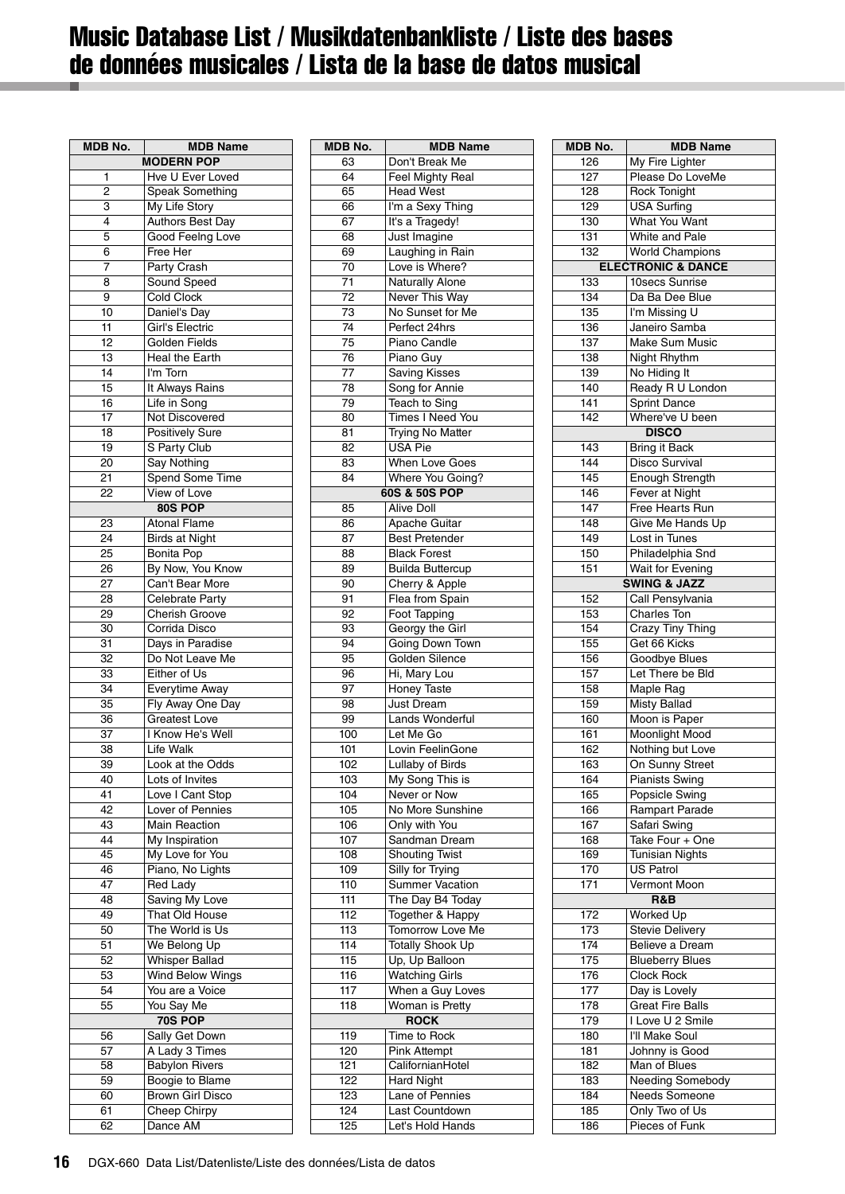# Music Database List / Musikdatenbankliste / Liste des bases de données musicales / Lista de la base de datos musical

| MDB No. | MDB Name |
|---|---|
| **MODERN POP** | |
| 1 | Hve U Ever Loved |
| 2 | Speak Something |
| 3 | My Life Story |
| 4 | Authors Best Day |
| 5 | Good Feelng Love |
| 6 | Free Her |
| 7 | Party Crash |
| 8 | Sound Speed |
| 9 | Cold Clock |
| 10 | Daniel's Day |
| 11 | Girl's Electric |
| 12 | Golden Fields |
| 13 | Heal the Earth |
| 14 | I'm Torn |
| 15 | It Always Rains |
| 16 | Life in Song |
| 17 | Not Discovered |
| 18 | Positively Sure |
| 19 | S Party Club |
| 20 | Say Nothing |
| 21 | Spend Some Time |
| 22 | View of Love |
| **80S POP** | |
| 23 | Atonal Flame |
| 24 | Birds at Night |
| 25 | Bonita Pop |
| 26 | By Now, You Know |
| 27 | Can't Bear More |
| 28 | Celebrate Party |
| 29 | Cherish Groove |
| 30 | Corrida Disco |
| 31 | Days in Paradise |
| 32 | Do Not Leave Me |
| 33 | Either of Us |
| 34 | Everytime Away |
| 35 | Fly Away One Day |
| 36 | Greatest Love |
| 37 | I Know He's Well |
| 38 | Life Walk |
| 39 | Look at the Odds |
| 40 | Lots of Invites |
| 41 | Love I Cant Stop |
| 42 | Lover of Pennies |
| 43 | Main Reaction |
| 44 | My Inspiration |
| 45 | My Love for You |
| 46 | Piano, No Lights |
| 47 | Red Lady |
| 48 | Saving My Love |
| 49 | That Old House |
| 50 | The World is Us |
| 51 | We Belong Up |
| 52 | Whisper Ballad |
| 53 | Wind Below Wings |
| 54 | You are a Voice |
| 55 | You Say Me |
| **70S POP** | |
| 56 | Sally Get Down |
| 57 | A Lady 3 Times |
| 58 | Babylon Rivers |
| 59 | Boogie to Blame |
| 60 | Brown Girl Disco |
| 61 | Cheep Chirpy |
| 62 | Dance AM |
| 63 | Don't Break Me |
| 64 | Feel Mighty Real |
| 65 | Head West |
| 66 | I'm a Sexy Thing |
| 67 | It's a Tragedy! |
| 68 | Just Imagine |
| 69 | Laughing in Rain |
| 70 | Love is Where? |
| 71 | Naturally Alone |
| 72 | Never This Way |
| 73 | No Sunset for Me |
| 74 | Perfect 24hrs |
| 75 | Piano Candle |
| 76 | Piano Guy |
| 77 | Saving Kisses |
| 78 | Song for Annie |
| 79 | Teach to Sing |
| 80 | Times I Need You |
| 81 | Trying No Matter |
| 82 | USA Pie |
| 83 | When Love Goes |
| 84 | Where You Going? |
| **60S & 50S POP** | |
| 85 | Alive Doll |
| 86 | Apache Guitar |
| 87 | Best Pretender |
| 88 | Black Forest |
| 89 | Builda Buttercup |
| 90 | Cherry & Apple |
| 91 | Flea from Spain |
| 92 | Foot Tapping |
| 93 | Georgy the Girl |
| 94 | Going Down Town |
| 95 | Golden Silence |
| 96 | Hi, Mary Lou |
| 97 | Honey Taste |
| 98 | Just Dream |
| 99 | Lands Wonderful |
| 100 | Let Me Go |
| 101 | Lovin FeelinGone |
| 102 | Lullaby of Birds |
| 103 | My Song This is |
| 104 | Never or Now |
| 105 | No More Sunshine |
| 106 | Only with You |
| 107 | Sandman Dream |
| 108 | Shouting Twist |
| 109 | Silly for Trying |
| 110 | Summer Vacation |
| 111 | The Day B4 Today |
| 112 | Together & Happy |
| 113 | Tomorrow Love Me |
| 114 | Totally Shook Up |
| 115 | Up, Up Balloon |
| 116 | Watching Girls |
| 117 | When a Guy Loves |
| 118 | Woman is Pretty |
| **ROCK** | |
| 119 | Time to Rock |
| 120 | Pink Attempt |
| 121 | CalifornianHotel |
| 122 | Hard Night |
| 123 | Lane of Pennies |
| 124 | Last Countdown |
| 125 | Let's Hold Hands |
| 126 | My Fire Lighter |
| 127 | Please Do LoveMe |
| 128 | Rock Tonight |
| 129 | USA Surfing |
| 130 | What You Want |
| 131 | White and Pale |
| 132 | World Champions |
| **ELECTRONIC & DANCE** | |
| 133 | 10secs Sunrise |
| 134 | Da Ba Dee Blue |
| 135 | I'm Missing U |
| 136 | Janeiro Samba |
| 137 | Make Sum Music |
| 138 | Night Rhythm |
| 139 | No Hiding It |
| 140 | Ready R U London |
| 141 | Sprint Dance |
| 142 | Where've U been |
| **DISCO** | |
| 143 | Bring it Back |
| 144 | Disco Survival |
| 145 | Enough Strength |
| 146 | Fever at Night |
| 147 | Free Hearts Run |
| 148 | Give Me Hands Up |
| 149 | Lost in Tunes |
| 150 | Philadelphia Snd |
| 151 | Wait for Evening |
| **SWING & JAZZ** | |
| 152 | Call Pensylvania |
| 153 | Charles Ton |
| 154 | Crazy Tiny Thing |
| 155 | Get 66 Kicks |
| 156 | Goodbye Blues |
| 157 | Let There be Bld |
| 158 | Maple Rag |
| 159 | Misty Ballad |
| 160 | Moon is Paper |
| 161 | Moonlight Mood |
| 162 | Nothing but Love |
| 163 | On Sunny Street |
| 164 | Pianists Swing |
| 165 | Popsicle Swing |
| 166 | Rampart Parade |
| 167 | Safari Swing |
| 168 | Take Four + One |
| 169 | Tunisian Nights |
| 170 | US Patrol |
| 171 | Vermont Moon |
| **R&B** | |
| 172 | Worked Up |
| 173 | Stevie Delivery |
| 174 | Believe a Dream |
| 175 | Blueberry Blues |
| 176 | Clock Rock |
| 177 | Day is Lovely |
| 178 | Great Fire Balls |
| 179 | I Love U 2 Smile |
| 180 | I'll Make Soul |
| 181 | Johnny is Good |
| 182 | Man of Blues |
| 183 | Needing Somebody |
| 184 | Needs Someone |
| 185 | Only Two of Us |
| 186 | Pieces of Funk |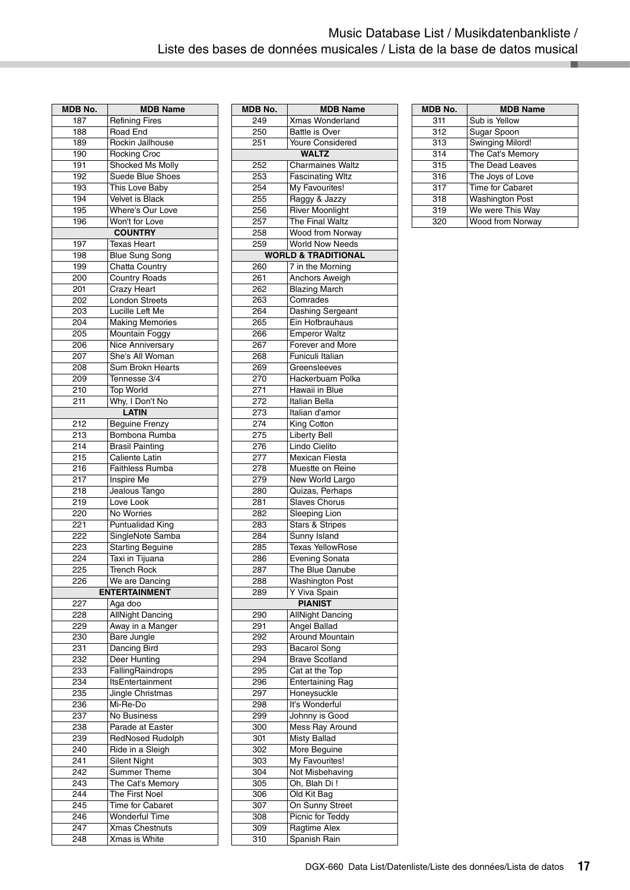| MDB No. | MDB Name |
|---|---|
| 187 | Refining Fires |
| 188 | Road End |
| 189 | Rockin Jailhouse |
| 190 | Rocking Croc |
| 191 | Shocked Ms Molly |
| 192 | Suede Blue Shoes |
| 193 | This Love Baby |
| 194 | Velvet is Black |
| 195 | Where's Our Love |
| 196 | Won't for Love |
| **COUNTRY** | |
| 197 | Texas Heart |
| 198 | Blue Sung Song |
| 199 | Chatta Country |
| 200 | Country Roads |
| 201 | Crazy Heart |
| 202 | London Streets |
| 203 | Lucille Left Me |
| 204 | Making Memories |
| 205 | Mountain Foggy |
| 206 | Nice Anniversary |
| 207 | She's All Woman |
| 208 | Sum Brokn Hearts |
| 209 | Tennesse 3/4 |
| 210 | Top World |
| 211 | Why, I Don't No |
| **LATIN** | |
| 212 | Beguine Frenzy |
| 213 | Bombona Rumba |
| 214 | Brasil Painting |
| 215 | Caliente Latin |
| 216 | Faithless Rumba |
| 217 | Inspire Me |
| 218 | Jealous Tango |
| 219 | Love Look |
| 220 | No Worries |
| 221 | Puntualidad King |
| 222 | SingleNote Samba |
| 223 | Starting Beguine |
| 224 | Taxi in Tijuana |
| 225 | Trench Rock |
| 226 | We are Dancing |
| **ENTERTAINMENT** | |
| 227 | Aga doo |
| 228 | AllNight Dancing |
| 229 | Away in a Manger |
| 230 | Bare Jungle |
| 231 | Dancing Bird |
| 232 | Deer Hunting |
| 233 | FallingRaindrops |
| 234 | ItsEntertainment |
| 235 | Jingle Christmas |
| 236 | Mi-Re-Do |
| 237 | No Business |
| 238 | Parade at Easter |
| 239 | RedNosed Rudolph |
| 240 | Ride in a Sleigh |
| 241 | Silent Night |
| 242 | Summer Theme |
| 243 | The Cat's Memory |
| 244 | The First Noel |
| 245 | Time for Cabaret |
| 246 | Wonderful Time |
| 247 | Xmas Chestnuts |
| 248 | Xmas is White |

| MDB No. | MDB Name |
|---|---|
| 249 | Xmas Wonderland |
| 250 | Battle is Over |
| 251 | Youre Considered |
| **WALTZ** | |
| 252 | Charmaines Waltz |
| 253 | Fascinating Wltz |
| 254 | My Favourites! |
| 255 | Raggy & Jazzy |
| 256 | River Moonlight |
| 257 | The Final Waltz |
| 258 | Wood from Norway |
| 259 | World Now Needs |
| **WORLD & TRADITIONAL** | |
| 260 | 7 in the Morning |
| 261 | Anchors Aweigh |
| 262 | Blazing March |
| 263 | Comrades |
| 264 | Dashing Sergeant |
| 265 | Ein Hofbrauhaus |
| 266 | Emperor Waltz |
| 267 | Forever and More |
| 268 | Funiculi Italian |
| 269 | Greensleeves |
| 270 | Hackerbuam Polka |
| 271 | Hawaii in Blue |
| 272 | Italian Bella |
| 273 | Italian d'amor |
| 274 | King Cotton |
| 275 | Liberty Bell |
| 276 | Lindo Cielito |
| 277 | Mexican Fiesta |
| 278 | Muestte on Reine |
| 279 | New World Largo |
| 280 | Quizas, Perhaps |
| 281 | Slaves Chorus |
| 282 | Sleeping Lion |
| 283 | Stars & Stripes |
| 284 | Sunny Island |
| 285 | Texas YellowRose |
| 286 | Evening Sonata |
| 287 | The Blue Danube |
| 288 | Washington Post |
| 289 | Y Viva Spain |
| **PIANIST** | |
| 290 | AllNight Dancing |
| 291 | Angel Ballad |
| 292 | Around Mountain |
| 293 | Bacarol Song |
| 294 | Brave Scotland |
| 295 | Cat at the Top |
| 296 | Entertaining Rag |
| 297 | Honeysuckle |
| 298 | It's Wonderful |
| 299 | Johnny is Good |
| 300 | Mess Ray Around |
| 301 | Misty Ballad |
| 302 | More Beguine |
| 303 | My Favourites! |
| 304 | Not Misbehaving |
| 305 | Oh, Blah Di ! |
| 306 | Old Kit Bag |
| 307 | On Sunny Street |
| 308 | Picnic for Teddy |
| 309 | Ragtime Alex |
| 310 | Spanish Rain |

| MDB No. | MDB Name |
|---|---|
| 311 | Sub is Yellow |
| 312 | Sugar Spoon |
| 313 | Swinging Milord! |
| 314 | The Cat's Memory |
| 315 | The Dead Leaves |
| 316 | The Joys of Love |
| 317 | Time for Cabaret |
| 318 | Washington Post |
| 319 | We were This Way |
| 320 | Wood from Norway |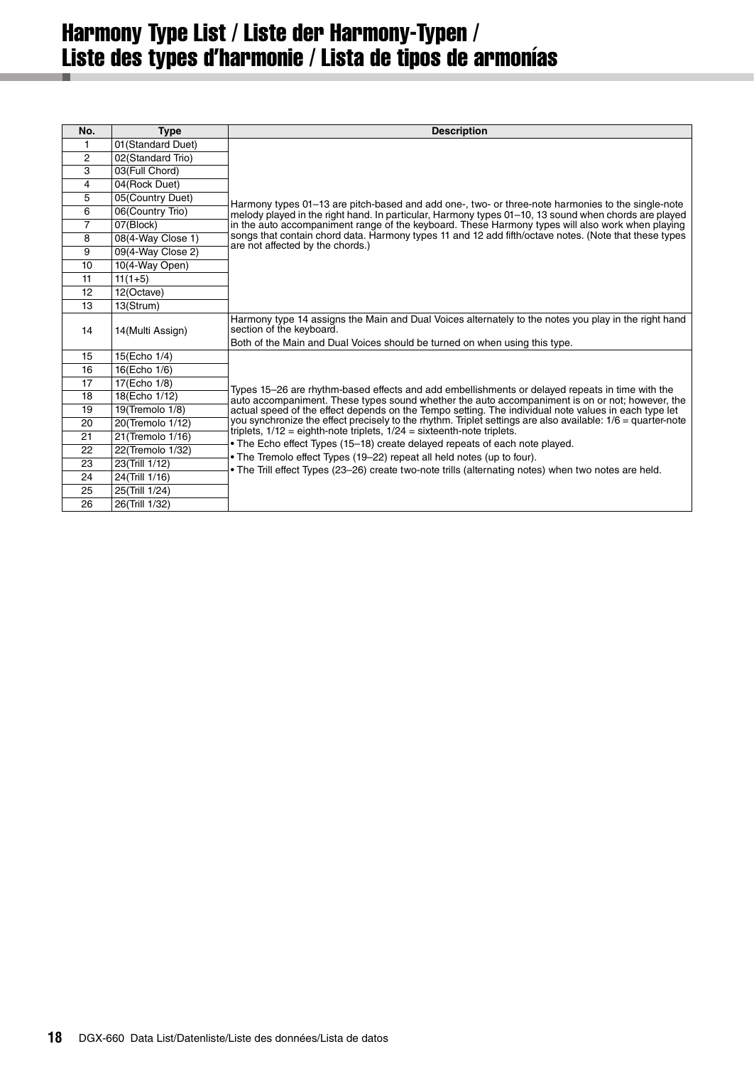# Harmony Type List / Liste der Harmony-Typen / Liste des types d'harmonie / Lista de tipos de armonías

| No. | Type | Description |
|---|---|---|
| 1 | 01(Standard Duet) | Harmony types 01–13 are pitch-based and add one-, two- or three-note harmonies to the single-note melody played in the right hand. In particular, Harmony types 01–10, 13 sound when chords are played in the auto accompaniment range of the keyboard. These Harmony types will also work when playing songs that contain chord data. Harmony types 11 and 12 add fifth/octave notes. (Note that these types are not affected by the chords.) |
| 2 | 02(Standard Trio) | |
| 3 | 03(Full Chord) | |
| 4 | 04(Rock Duet) | |
| 5 | 05(Country Duet) | |
| 6 | 06(Country Trio) | |
| 7 | 07(Block) | |
| 8 | 08(4-Way Close 1) | |
| 9 | 09(4-Way Close 2) | |
| 10 | 10(4-Way Open) | |
| 11 | 11(1+5) | |
| 12 | 12(Octave) | |
| 13 | 13(Strum) | |
| 14 | 14(Multi Assign) | Harmony type 14 assigns the Main and Dual Voices alternately to the notes you play in the right hand section of the keyboard.<br>Both of the Main and Dual Voices should be turned on when using this type. |
| 15 | 15(Echo 1/4) | Types 15–26 are rhythm-based effects and add embellishments or delayed repeats in time with the auto accompaniment. These types sound whether the auto accompaniment is on or not; however, the actual speed of the effect depends on the Tempo setting. The individual note values in each type let you synchronize the effect precisely to the rhythm. Triplet settings are also available: 1/6 = quarter-note triplets, 1/12 = eighth-note triplets, 1/24 = sixteenth-note triplets.<br>• The Echo effect Types (15–18) create delayed repeats of each note played.<br>• The Tremolo effect Types (19–22) repeat all held notes (up to four).<br>• The Trill effect Types (23–26) create two-note trills (alternating notes) when two notes are held. |
| 16 | 16(Echo 1/6) | |
| 17 | 17(Echo 1/8) | |
| 18 | 18(Echo 1/12) | |
| 19 | 19(Tremolo 1/8) | |
| 20 | 20(Tremolo 1/12) | |
| 21 | 21(Tremolo 1/16) | |
| 22 | 22(Tremolo 1/32) | |
| 23 | 23(Trill 1/12) | |
| 24 | 24(Trill 1/16) | |
| 25 | 25(Trill 1/24) | |
| 26 | 26(Trill 1/32) | |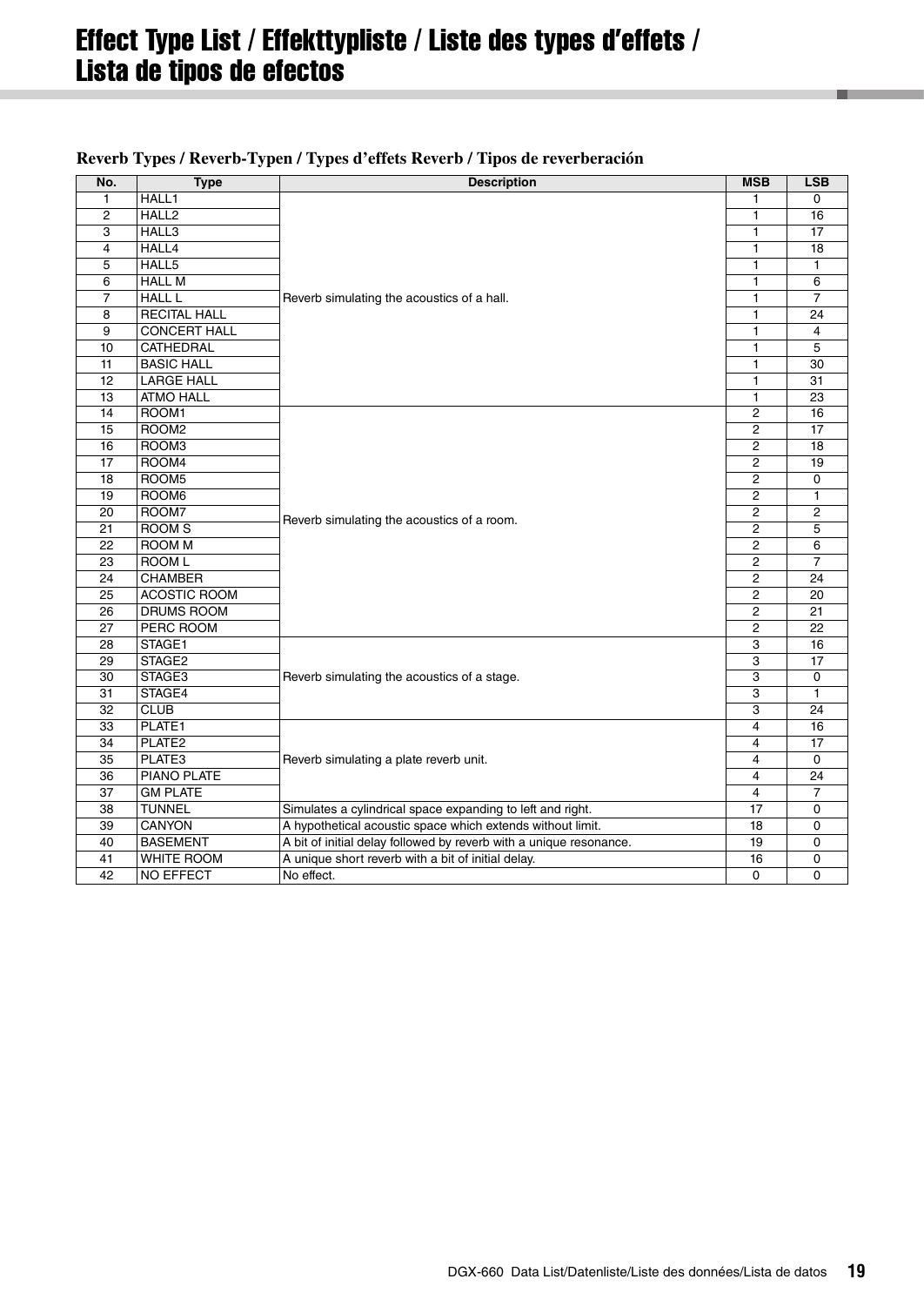# Effect Type List / Effekttypliste / Liste des types d'effets / Lista de tipos de efectos

### Reverb Types / Reverb-Typen / Types d'effets Reverb / Tipos de reverberación

| No. | Type | Description | MSB | LSB |
|---|---|---|---|---|
| 1 | HALL1 | Reverb simulating the acoustics of a hall. | 1 | 0 |
| 2 | HALL2 | | 1 | 16 |
| 3 | HALL3 | | 1 | 17 |
| 4 | HALL4 | | 1 | 18 |
| 5 | HALL5 | | 1 | 1 |
| 6 | HALL M | | 1 | 6 |
| 7 | HALL L | | 1 | 7 |
| 8 | RECITAL HALL | | 1 | 24 |
| 9 | CONCERT HALL | | 1 | 4 |
| 10 | CATHEDRAL | | 1 | 5 |
| 11 | BASIC HALL | | 1 | 30 |
| 12 | LARGE HALL | | 1 | 31 |
| 13 | ATMO HALL | | 1 | 23 |
| 14 | ROOM1 | Reverb simulating the acoustics of a room. | 2 | 16 |
| 15 | ROOM2 | | 2 | 17 |
| 16 | ROOM3 | | 2 | 18 |
| 17 | ROOM4 | | 2 | 19 |
| 18 | ROOM5 | | 2 | 0 |
| 19 | ROOM6 | | 2 | 1 |
| 20 | ROOM7 | | 2 | 2 |
| 21 | ROOM S | | 2 | 5 |
| 22 | ROOM M | | 2 | 6 |
| 23 | ROOM L | | 2 | 7 |
| 24 | CHAMBER | | 2 | 24 |
| 25 | ACOSTIC ROOM | | 2 | 20 |
| 26 | DRUMS ROOM | | 2 | 21 |
| 27 | PERC ROOM | | 2 | 22 |
| 28 | STAGE1 | Reverb simulating the acoustics of a stage. | 3 | 16 |
| 29 | STAGE2 | | 3 | 17 |
| 30 | STAGE3 | | 3 | 0 |
| 31 | STAGE4 | | 3 | 1 |
| 32 | CLUB | | 3 | 24 |
| 33 | PLATE1 | Reverb simulating a plate reverb unit. | 4 | 16 |
| 34 | PLATE2 | | 4 | 17 |
| 35 | PLATE3 | | 4 | 0 |
| 36 | PIANO PLATE | | 4 | 24 |
| 37 | GM PLATE | | 4 | 7 |
| 38 | TUNNEL | Simulates a cylindrical space expanding to left and right. | 17 | 0 |
| 39 | CANYON | A hypothetical acoustic space which extends without limit. | 18 | 0 |
| 40 | BASEMENT | A bit of initial delay followed by reverb with a unique resonance. | 19 | 0 |
| 41 | WHITE ROOM | A unique short reverb with a bit of initial delay. | 16 | 0 |
| 42 | NO EFFECT | No effect. | 0 | 0 |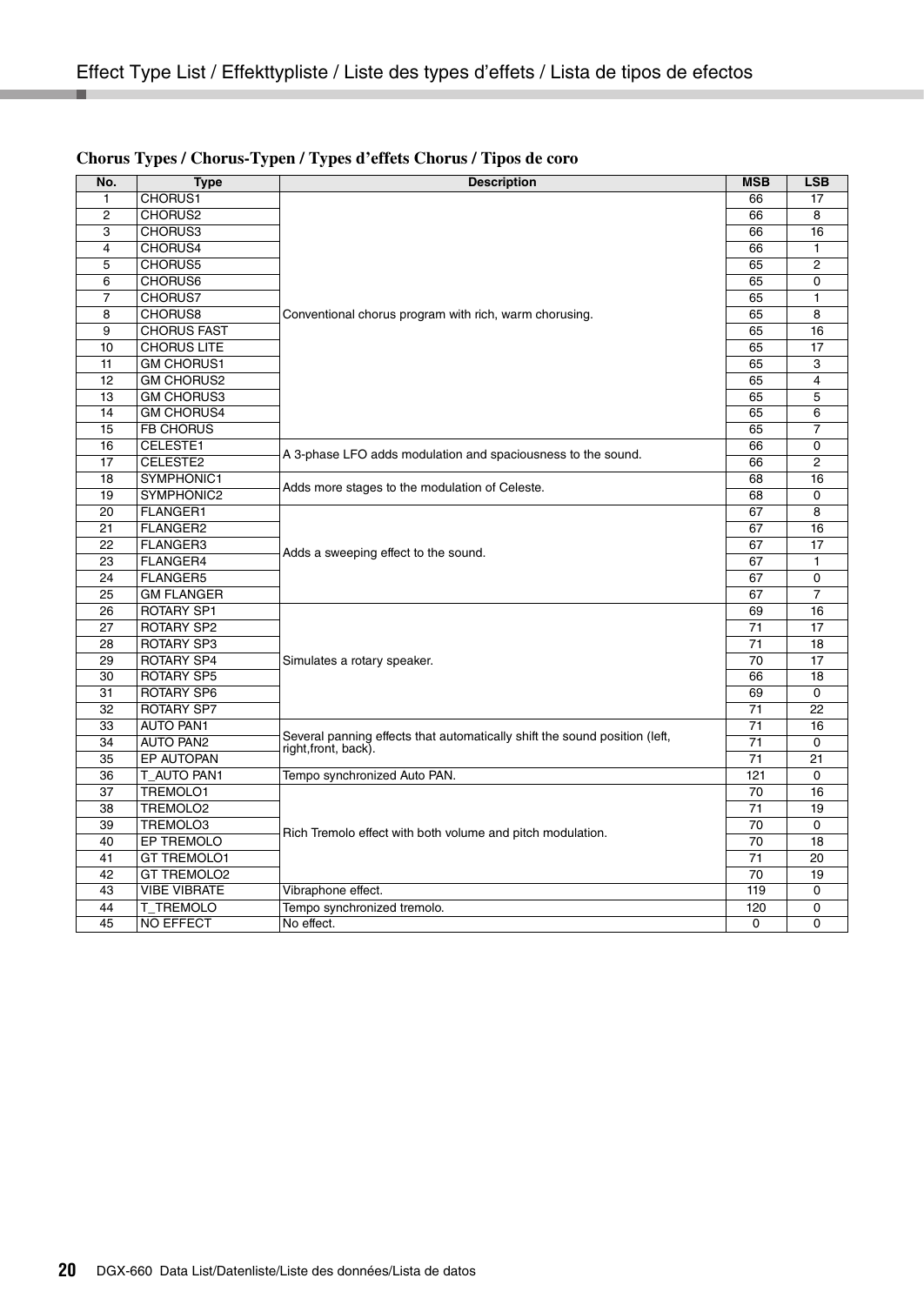# Effect Type List / Effekttypliste / Liste des types d'effets / Lista de tipos de efectos

## Chorus Types / Chorus-Typen / Types d'effets Chorus / Tipos de coro

| No. | Type | Description | MSB | LSB |
|---|---|---|---|---|
| 1 | CHORUS1 | Conventional chorus program with rich, warm chorusing. | 66 | 17 |
| 2 | CHORUS2 | | 66 | 8 |
| 3 | CHORUS3 | | 66 | 16 |
| 4 | CHORUS4 | | 66 | 1 |
| 5 | CHORUS5 | | 65 | 2 |
| 6 | CHORUS6 | | 65 | 0 |
| 7 | CHORUS7 | | 65 | 1 |
| 8 | CHORUS8 | | 65 | 8 |
| 9 | CHORUS FAST | | 65 | 16 |
| 10 | CHORUS LITE | | 65 | 17 |
| 11 | GM CHORUS1 | | 65 | 3 |
| 12 | GM CHORUS2 | | 65 | 4 |
| 13 | GM CHORUS3 | | 65 | 5 |
| 14 | GM CHORUS4 | | 65 | 6 |
| 15 | FB CHORUS | | 65 | 7 |
| 16 | CELESTE1 | A 3-phase LFO adds modulation and spaciousness to the sound. | 66 | 0 |
| 17 | CELESTE2 | | 66 | 2 |
| 18 | SYMPHONIC1 | Adds more stages to the modulation of Celeste. | 68 | 16 |
| 19 | SYMPHONIC2 | | 68 | 0 |
| 20 | FLANGER1 | Adds a sweeping effect to the sound. | 67 | 8 |
| 21 | FLANGER2 | | 67 | 16 |
| 22 | FLANGER3 | | 67 | 17 |
| 23 | FLANGER4 | | 67 | 1 |
| 24 | FLANGER5 | | 67 | 0 |
| 25 | GM FLANGER | | 67 | 7 |
| 26 | ROTARY SP1 | Simulates a rotary speaker. | 69 | 16 |
| 27 | ROTARY SP2 | | 71 | 17 |
| 28 | ROTARY SP3 | | 71 | 18 |
| 29 | ROTARY SP4 | | 70 | 17 |
| 30 | ROTARY SP5 | | 66 | 18 |
| 31 | ROTARY SP6 | | 69 | 0 |
| 32 | ROTARY SP7 | | 71 | 22 |
| 33 | AUTO PAN1 | Several panning effects that automatically shift the sound position (left, right,front, back). | 71 | 16 |
| 34 | AUTO PAN2 | | 71 | 0 |
| 35 | EP AUTOPAN | | 71 | 21 |
| 36 | T_AUTO PAN1 | Tempo synchronized Auto PAN. | 121 | 0 |
| 37 | TREMOLO1 | Rich Tremolo effect with both volume and pitch modulation. | 70 | 16 |
| 38 | TREMOLO2 | | 71 | 19 |
| 39 | TREMOLO3 | | 70 | 0 |
| 40 | EP TREMOLO | | 70 | 18 |
| 41 | GT TREMOLO1 | | 71 | 20 |
| 42 | GT TREMOLO2 | | 70 | 19 |
| 43 | VIBE VIBRATE | Vibraphone effect. | 119 | 0 |
| 44 | T_TREMOLO | Tempo synchronized tremolo. | 120 | 0 |
| 45 | NO EFFECT | No effect. | 0 | 0 |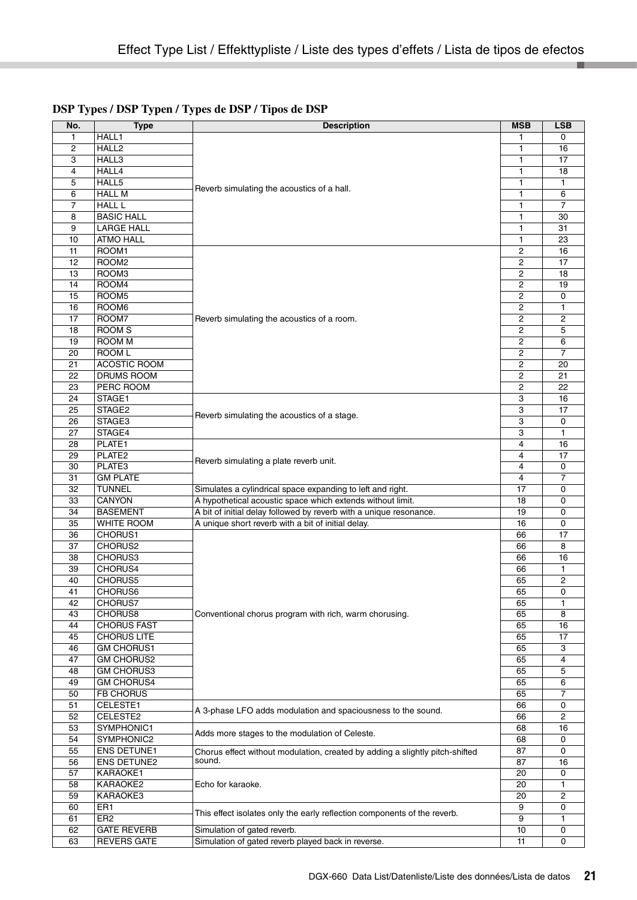# Effect Type List / Effekttypliste / Liste des types d'effets / Lista de tipos de efectos

## DSP Types / DSP Typen / Types de DSP / Tipos de DSP

| No. | Type | Description | MSB | LSB |
|---|---|---|---|---|
| 1 | HALL1 | Reverb simulating the acoustics of a hall. | 1 | 0 |
| 2 | HALL2 | | 1 | 16 |
| 3 | HALL3 | | 1 | 17 |
| 4 | HALL4 | | 1 | 18 |
| 5 | HALL5 | | 1 | 1 |
| 6 | HALL M | | 1 | 6 |
| 7 | HALL L | | 1 | 7 |
| 8 | BASIC HALL | | 1 | 30 |
| 9 | LARGE HALL | | 1 | 31 |
| 10 | ATMO HALL | | 1 | 23 |
| 11 | ROOM1 | Reverb simulating the acoustics of a room. | 2 | 16 |
| 12 | ROOM2 | | 2 | 17 |
| 13 | ROOM3 | | 2 | 18 |
| 14 | ROOM4 | | 2 | 19 |
| 15 | ROOM5 | | 2 | 0 |
| 16 | ROOM6 | | 2 | 1 |
| 17 | ROOM7 | | 2 | 2 |
| 18 | ROOM S | | 2 | 5 |
| 19 | ROOM M | | 2 | 6 |
| 20 | ROOM L | | 2 | 7 |
| 21 | ACOSTIC ROOM | | 2 | 20 |
| 22 | DRUMS ROOM | | 2 | 21 |
| 23 | PERC ROOM | | 2 | 22 |
| 24 | STAGE1 | Reverb simulating the acoustics of a stage. | 3 | 16 |
| 25 | STAGE2 | | 3 | 17 |
| 26 | STAGE3 | | 3 | 0 |
| 27 | STAGE4 | | 3 | 1 |
| 28 | PLATE1 | Reverb simulating a plate reverb unit. | 4 | 16 |
| 29 | PLATE2 | | 4 | 17 |
| 30 | PLATE3 | | 4 | 0 |
| 31 | GM PLATE | | 4 | 7 |
| 32 | TUNNEL | Simulates a cylindrical space expanding to left and right. | 17 | 0 |
| 33 | CANYON | A hypothetical acoustic space which extends without limit. | 18 | 0 |
| 34 | BASEMENT | A bit of initial delay followed by reverb with a unique resonance. | 19 | 0 |
| 35 | WHITE ROOM | A unique short reverb with a bit of initial delay. | 16 | 0 |
| 36 | CHORUS1 | Conventional chorus program with rich, warm chorusing. | 66 | 17 |
| 37 | CHORUS2 | | 66 | 8 |
| 38 | CHORUS3 | | 66 | 16 |
| 39 | CHORUS4 | | 66 | 1 |
| 40 | CHORUS5 | | 65 | 2 |
| 41 | CHORUS6 | | 65 | 0 |
| 42 | CHORUS7 | | 65 | 1 |
| 43 | CHORUS8 | | 65 | 8 |
| 44 | CHORUS FAST | | 65 | 16 |
| 45 | CHORUS LITE | | 65 | 17 |
| 46 | GM CHORUS1 | | 65 | 3 |
| 47 | GM CHORUS2 | | 65 | 4 |
| 48 | GM CHORUS3 | | 65 | 5 |
| 49 | GM CHORUS4 | | 65 | 6 |
| 50 | FB CHORUS | | 65 | 7 |
| 51 | CELESTE1 | A 3-phase LFO adds modulation and spaciousness to the sound. | 66 | 0 |
| 52 | CELESTE2 | | 66 | 2 |
| 53 | SYMPHONIC1 | Adds more stages to the modulation of Celeste. | 68 | 16 |
| 54 | SYMPHONIC2 | | 68 | 0 |
| 55 | ENS DETUNE1 | Chorus effect without modulation, created by adding a slightly pitch-shifted sound. | 87 | 0 |
| 56 | ENS DETUNE2 | | 87 | 16 |
| 57 | KARAOKE1 | Echo for karaoke. | 20 | 0 |
| 58 | KARAOKE2 | | 20 | 1 |
| 59 | KARAOKE3 | | 20 | 2 |
| 60 | ER1 | This effect isolates only the early reflection components of the reverb. | 9 | 0 |
| 61 | ER2 | | 9 | 1 |
| 62 | GATE REVERB | Simulation of gated reverb. | 10 | 0 |
| 63 | REVERS GATE | Simulation of gated reverb played back in reverse. | 11 | 0 |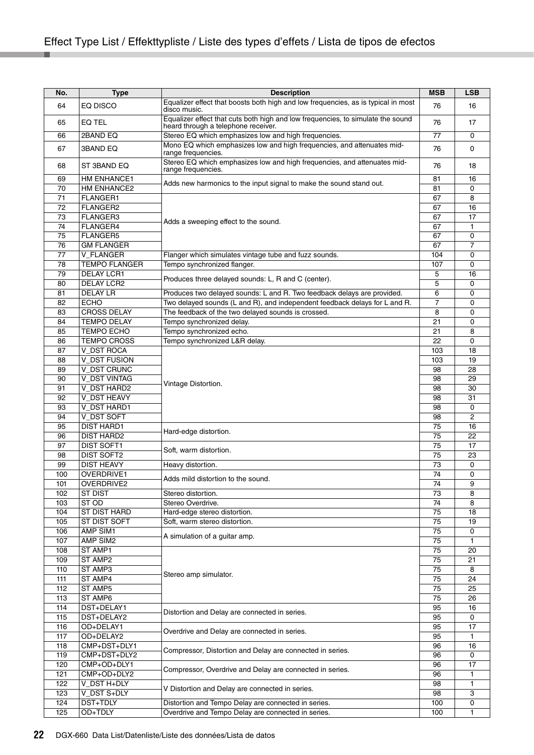# Effect Type List / Effekttypliste / Liste des types d'effets / Lista de tipos de efectos

| No. | Type | Description | MSB | LSB |
|---|---|---|---|---|
| 64 | EQ DISCO | Equalizer effect that boosts both high and low frequencies, as is typical in most disco music. | 76 | 16 |
| 65 | EQ TEL | Equalizer effect that cuts both high and low frequencies, to simulate the sound heard through a telephone receiver. | 76 | 17 |
| 66 | 2BAND EQ | Stereo EQ which emphasizes low and high frequencies. | 77 | 0 |
| 67 | 3BAND EQ | Mono EQ which emphasizes low and high frequencies, and attenuates mid-range frequencies. | 76 | 0 |
| 68 | ST 3BAND EQ | Stereo EQ which emphasizes low and high frequencies, and attenuates mid-range frequencies. | 76 | 18 |
| 69 | HM ENHANCE1 | Adds new harmonics to the input signal to make the sound stand out. | 81 | 16 |
| 70 | HM ENHANCE2 | | 81 | 0 |
| 71 | FLANGER1 | Adds a sweeping effect to the sound. | 67 | 8 |
| 72 | FLANGER2 | | 67 | 16 |
| 73 | FLANGER3 | | 67 | 17 |
| 74 | FLANGER4 | | 67 | 1 |
| 75 | FLANGER5 | | 67 | 0 |
| 76 | GM FLANGER | | 67 | 7 |
| 77 | V_FLANGER | Flanger which simulates vintage tube and fuzz sounds. | 104 | 0 |
| 78 | TEMPO FLANGER | Tempo synchronized flanger. | 107 | 0 |
| 79 | DELAY LCR1 | Produces three delayed sounds: L, R and C (center). | 5 | 16 |
| 80 | DELAY LCR2 | | 5 | 0 |
| 81 | DELAY LR | Produces two delayed sounds: L and R. Two feedback delays are provided. | 6 | 0 |
| 82 | ECHO | Two delayed sounds (L and R), and independent feedback delays for L and R. | 7 | 0 |
| 83 | CROSS DELAY | The feedback of the two delayed sounds is crossed. | 8 | 0 |
| 84 | TEMPO DELAY | Tempo synchronized delay. | 21 | 0 |
| 85 | TEMPO ECHO | Tempo synchronized echo. | 21 | 8 |
| 86 | TEMPO CROSS | Tempo synchronized L&R delay. | 22 | 0 |
| 87 | V_DST ROCA | Vintage Distortion. | 103 | 18 |
| 88 | V_DST FUSION | | 103 | 19 |
| 89 | V_DST CRUNC | | 98 | 28 |
| 90 | V_DST VINTAG | | 98 | 29 |
| 91 | V_DST HARD2 | | 98 | 30 |
| 92 | V_DST HEAVY | | 98 | 31 |
| 93 | V_DST HARD1 | | 98 | 0 |
| 94 | V_DST SOFT | | 98 | 2 |
| 95 | DIST HARD1 | Hard-edge distortion. | 75 | 16 |
| 96 | DIST HARD2 | | 75 | 22 |
| 97 | DIST SOFT1 | Soft, warm distortion. | 75 | 17 |
| 98 | DIST SOFT2 | | 75 | 23 |
| 99 | DIST HEAVY | Heavy distortion. | 73 | 0 |
| 100 | OVERDRIVE1 | Adds mild distortion to the sound. | 74 | 0 |
| 101 | OVERDRIVE2 | | 74 | 9 |
| 102 | ST DIST | Stereo distortion. | 73 | 8 |
| 103 | ST OD | Stereo Overdrive. | 74 | 8 |
| 104 | ST DIST HARD | Hard-edge stereo distortion. | 75 | 18 |
| 105 | ST DIST SOFT | Soft, warm stereo distortion. | 75 | 19 |
| 106 | AMP SIM1 | A simulation of a guitar amp. | 75 | 0 |
| 107 | AMP SIM2 | | 75 | 1 |
| 108 | ST AMP1 | Stereo amp simulator. | 75 | 20 |
| 109 | ST AMP2 | | 75 | 21 |
| 110 | ST AMP3 | | 75 | 8 |
| 111 | ST AMP4 | | 75 | 24 |
| 112 | ST AMP5 | | 75 | 25 |
| 113 | ST AMP6 | | 75 | 26 |
| 114 | DST+DELAY1 | Distortion and Delay are connected in series. | 95 | 16 |
| 115 | DST+DELAY2 | | 95 | 0 |
| 116 | OD+DELAY1 | Overdrive and Delay are connected in series. | 95 | 17 |
| 117 | OD+DELAY2 | | 95 | 1 |
| 118 | CMP+DST+DLY1 | Compressor, Distortion and Delay are connected in series. | 96 | 16 |
| 119 | CMP+DST+DLY2 | | 96 | 0 |
| 120 | CMP+OD+DLY1 | Compressor, Overdrive and Delay are connected in series. | 96 | 17 |
| 121 | CMP+OD+DLY2 | | 96 | 1 |
| 122 | V_DST H+DLY | V Distortion and Delay are connected in series. | 98 | 1 |
| 123 | V_DST S+DLY | | 98 | 3 |
| 124 | DST+TDLY | Distortion and Tempo Delay are connected in series. | 100 | 0 |
| 125 | OD+TDLY | Overdrive and Tempo Delay are connected in series. | 100 | 1 |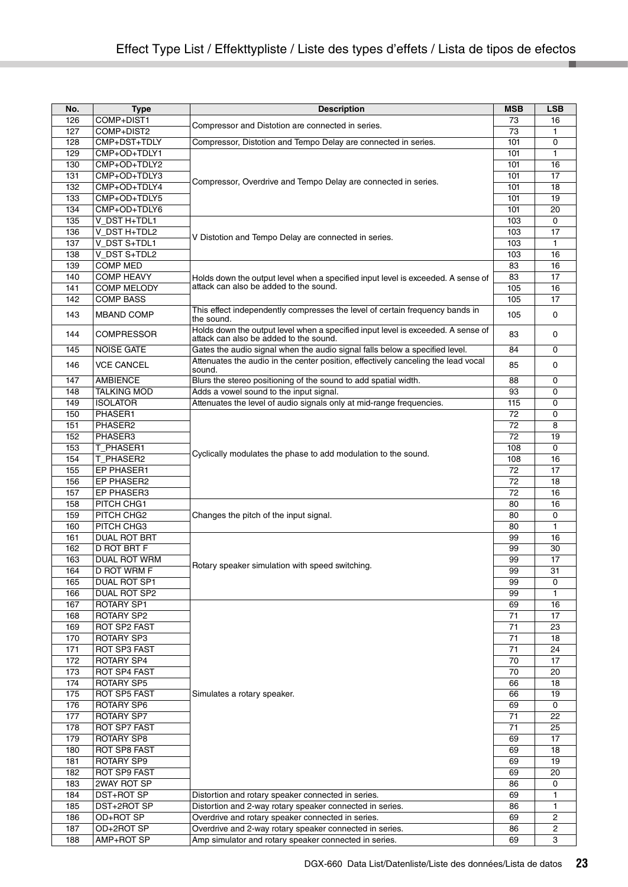# Effect Type List / Effekttypliste / Liste des types d'effets / Lista de tipos de efectos

| No. | Type | Description | MSB | LSB |
|---|---|---|---|---|
| 126 | COMP+DIST1 | Compressor and Distotion are connected in series. | 73 | 16 |
| 127 | COMP+DIST2 | | 73 | 1 |
| 128 | CMP+DST+TDLY | Compressor, Distotion and Tempo Delay are connected in series. | 101 | 0 |
| 129 | CMP+OD+TDLY1 | Compressor, Overdrive and Tempo Delay are connected in series. | 101 | 1 |
| 130 | CMP+OD+TDLY2 | | 101 | 16 |
| 131 | CMP+OD+TDLY3 | | 101 | 17 |
| 132 | CMP+OD+TDLY4 | | 101 | 18 |
| 133 | CMP+OD+TDLY5 | | 101 | 19 |
| 134 | CMP+OD+TDLY6 | | 101 | 20 |
| 135 | V_DST H+TDL1 | V Distotion and Tempo Delay are connected in series. | 103 | 0 |
| 136 | V_DST H+TDL2 | | 103 | 17 |
| 137 | V_DST S+TDL1 | | 103 | 1 |
| 138 | V_DST S+TDL2 | | 103 | 16 |
| 139 | COMP MED | Holds down the output level when a specified input level is exceeded. A sense of attack can also be added to the sound. | 83 | 16 |
| 140 | COMP HEAVY | | 83 | 17 |
| 141 | COMP MELODY | | 105 | 16 |
| 142 | COMP BASS | | 105 | 17 |
| 143 | MBAND COMP | This effect independently compresses the level of certain frequency bands in the sound. | 105 | 0 |
| 144 | COMPRESSOR | Holds down the output level when a specified input level is exceeded. A sense of attack can also be added to the sound. | 83 | 0 |
| 145 | NOISE GATE | Gates the audio signal when the audio signal falls below a specified level. | 84 | 0 |
| 146 | VCE CANCEL | Attenuates the audio in the center position, effectively canceling the lead vocal sound. | 85 | 0 |
| 147 | AMBIENCE | Blurs the stereo positioning of the sound to add spatial width. | 88 | 0 |
| 148 | TALKING MOD | Adds a vowel sound to the input signal. | 93 | 0 |
| 149 | ISOLATOR | Attenuates the level of audio signals only at mid-range frequencies. | 115 | 0 |
| 150 | PHASER1 | Cyclically modulates the phase to add modulation to the sound. | 72 | 0 |
| 151 | PHASER2 | | 72 | 8 |
| 152 | PHASER3 | | 72 | 19 |
| 153 | T_PHASER1 | | 108 | 0 |
| 154 | T_PHASER2 | | 108 | 16 |
| 155 | EP PHASER1 | | 72 | 17 |
| 156 | EP PHASER2 | | 72 | 18 |
| 157 | EP PHASER3 | | 72 | 16 |
| 158 | PITCH CHG1 | Changes the pitch of the input signal. | 80 | 16 |
| 159 | PITCH CHG2 | | 80 | 0 |
| 160 | PITCH CHG3 | | 80 | 1 |
| 161 | DUAL ROT BRT | Rotary speaker simulation with speed switching. | 99 | 16 |
| 162 | D ROT BRT F | | 99 | 30 |
| 163 | DUAL ROT WRM | | 99 | 17 |
| 164 | D ROT WRM F | | 99 | 31 |
| 165 | DUAL ROT SP1 | | 99 | 0 |
| 166 | DUAL ROT SP2 | | 99 | 1 |
| 167 | ROTARY SP1 | Simulates a rotary speaker. | 69 | 16 |
| 168 | ROTARY SP2 | | 71 | 17 |
| 169 | ROT SP2 FAST | | 71 | 23 |
| 170 | ROTARY SP3 | | 71 | 18 |
| 171 | ROT SP3 FAST | | 71 | 24 |
| 172 | ROTARY SP4 | | 70 | 17 |
| 173 | ROT SP4 FAST | | 70 | 20 |
| 174 | ROTARY SP5 | | 66 | 18 |
| 175 | ROT SP5 FAST | | 66 | 19 |
| 176 | ROTARY SP6 | | 69 | 0 |
| 177 | ROTARY SP7 | | 71 | 22 |
| 178 | ROT SP7 FAST | | 71 | 25 |
| 179 | ROTARY SP8 | | 69 | 17 |
| 180 | ROT SP8 FAST | | 69 | 18 |
| 181 | ROTARY SP9 | | 69 | 19 |
| 182 | ROT SP9 FAST | | 69 | 20 |
| 183 | 2WAY ROT SP | | 86 | 0 |
| 184 | DST+ROT SP | Distortion and rotary speaker connected in series. | 69 | 1 |
| 185 | DST+2ROT SP | Distortion and 2-way rotary speaker connected in series. | 86 | 1 |
| 186 | OD+ROT SP | Overdrive and rotary speaker connected in series. | 69 | 2 |
| 187 | OD+2ROT SP | Overdrive and 2-way rotary speaker connected in series. | 86 | 2 |
| 188 | AMP+ROT SP | Amp simulator and rotary speaker connected in series. | 69 | 3 |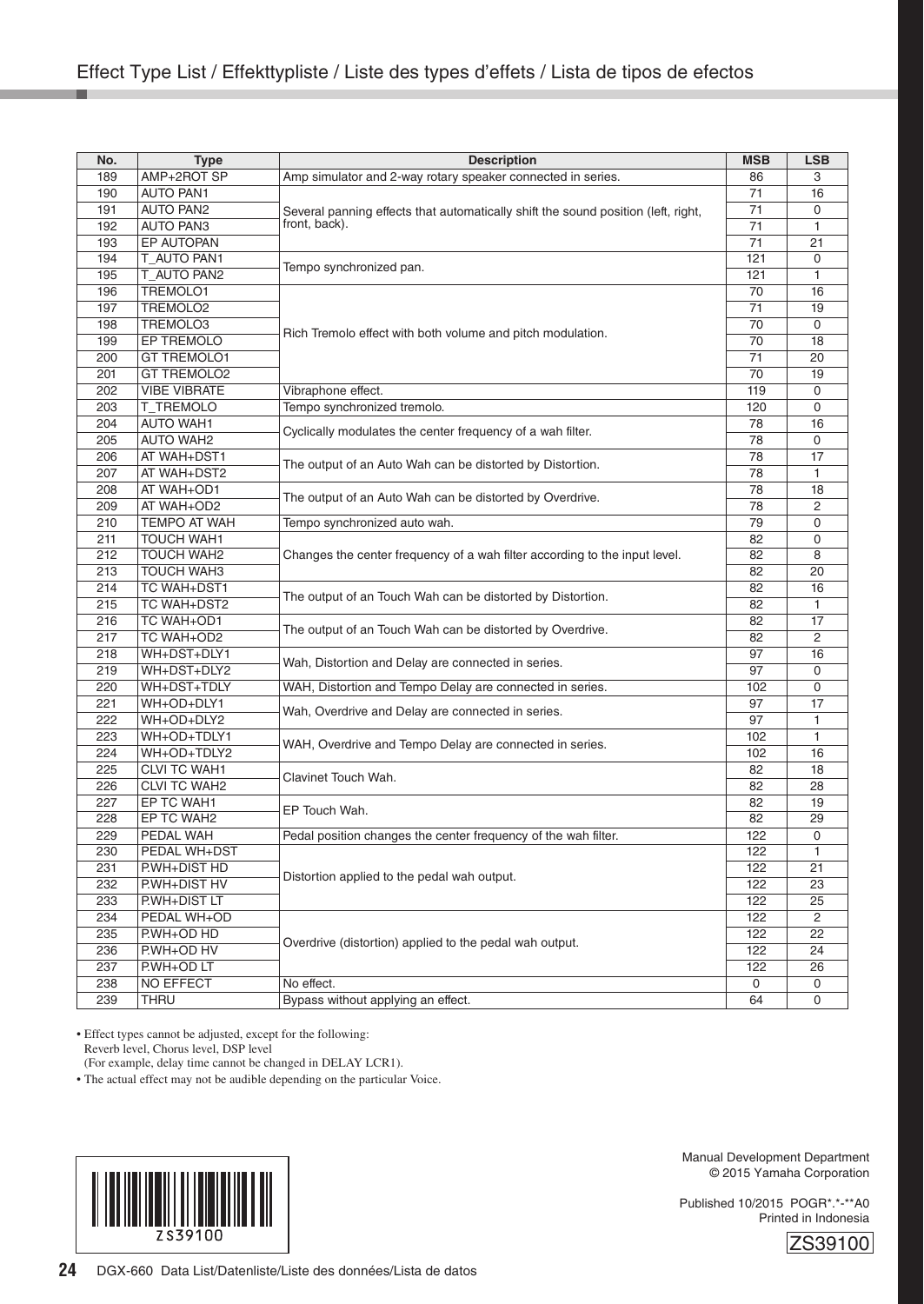## Effect Type List / Effekttypliste / Liste des types d'effets / Lista de tipos de efectos

| No. | Type | Description | MSB | LSB |
|---|---|---|---|---|
| 189 | AMP+2ROT SP | Amp simulator and 2-way rotary speaker connected in series. | 86 | 3 |
| 190 | AUTO PAN1 | Several panning effects that automatically shift the sound position (left, right, front, back). | 71 | 16 |
| 191 | AUTO PAN2 | | 71 | 0 |
| 192 | AUTO PAN3 | | 71 | 1 |
| 193 | EP AUTOPAN | | 71 | 21 |
| 194 | T_AUTO PAN1 | Tempo synchronized pan. | 121 | 0 |
| 195 | T_AUTO PAN2 | | 121 | 1 |
| 196 | TREMOLO1 | Rich Tremolo effect with both volume and pitch modulation. | 70 | 16 |
| 197 | TREMOLO2 | | 71 | 19 |
| 198 | TREMOLO3 | | 70 | 0 |
| 199 | EP TREMOLO | | 70 | 18 |
| 200 | GT TREMOLO1 | | 71 | 20 |
| 201 | GT TREMOLO2 | | 70 | 19 |
| 202 | VIBE VIBRATE | Vibraphone effect. | 119 | 0 |
| 203 | T_TREMOLO | Tempo synchronized tremolo. | 120 | 0 |
| 204 | AUTO WAH1 | Cyclically modulates the center frequency of a wah filter. | 78 | 16 |
| 205 | AUTO WAH2 | | 78 | 0 |
| 206 | AT WAH+DST1 | The output of an Auto Wah can be distorted by Distortion. | 78 | 17 |
| 207 | AT WAH+DST2 | | 78 | 1 |
| 208 | AT WAH+OD1 | The output of an Auto Wah can be distorted by Overdrive. | 78 | 18 |
| 209 | AT WAH+OD2 | | 78 | 2 |
| 210 | TEMPO AT WAH | Tempo synchronized auto wah. | 79 | 0 |
| 211 | TOUCH WAH1 | Changes the center frequency of a wah filter according to the input level. | 82 | 0 |
| 212 | TOUCH WAH2 | | 82 | 8 |
| 213 | TOUCH WAH3 | | 82 | 20 |
| 214 | TC WAH+DST1 | The output of an Touch Wah can be distorted by Distortion. | 82 | 16 |
| 215 | TC WAH+DST2 | | 82 | 1 |
| 216 | TC WAH+OD1 | The output of an Touch Wah can be distorted by Overdrive. | 82 | 17 |
| 217 | TC WAH+OD2 | | 82 | 2 |
| 218 | WH+DST+DLY1 | Wah, Distortion and Delay are connected in series. | 97 | 16 |
| 219 | WH+DST+DLY2 | | 97 | 0 |
| 220 | WH+DST+TDLY | WAH, Distortion and Tempo Delay are connected in series. | 102 | 0 |
| 221 | WH+OD+DLY1 | Wah, Overdrive and Delay are connected in series. | 97 | 17 |
| 222 | WH+OD+DLY2 | | 97 | 1 |
| 223 | WH+OD+TDLY1 | WAH, Overdrive and Tempo Delay are connected in series. | 102 | 1 |
| 224 | WH+OD+TDLY2 | | 102 | 16 |
| 225 | CLVI TC WAH1 | Clavinet Touch Wah. | 82 | 18 |
| 226 | CLVI TC WAH2 | | 82 | 28 |
| 227 | EP TC WAH1 | EP Touch Wah. | 82 | 19 |
| 228 | EP TC WAH2 | | 82 | 29 |
| 229 | PEDAL WAH | Pedal position changes the center frequency of the wah filter. | 122 | 0 |
| 230 | PEDAL WH+DST | Distortion applied to the pedal wah output. | 122 | 1 |
| 231 | P.WH+DIST HD | | 122 | 21 |
| 232 | P.WH+DIST HV | | 122 | 23 |
| 233 | P.WH+DIST LT | | 122 | 25 |
| 234 | PEDAL WH+OD | Overdrive (distortion) applied to the pedal wah output. | 122 | 2 |
| 235 | P.WH+OD HD | | 122 | 22 |
| 236 | P.WH+OD HV | | 122 | 24 |
| 237 | P.WH+OD LT | | 122 | 26 |
| 238 | NO EFFECT | No effect. | 0 | 0 |
| 239 | THRU | Bypass without applying an effect. | 64 | 0 |

- Effect types cannot be adjusted, except for the following:
  Reverb level, Chorus level, DSP level
  (For example, delay time cannot be changed in DELAY LCR1).
- The actual effect may not be audible depending on the particular Voice.

ZS39100

Manual Development Department
© 2015 Yamaha Corporation

Published 10/2015 POGR*.*-**A0
Printed in Indonesia

ZS39100